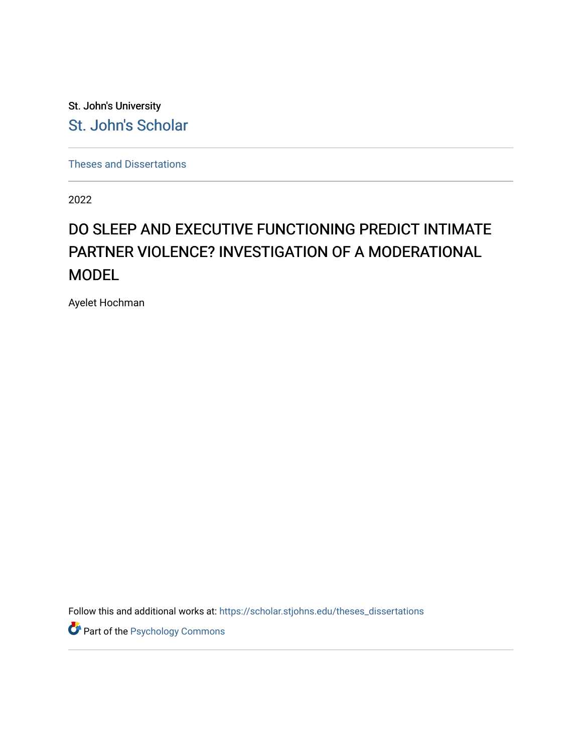St. John's University

St. John's Scholar

Theses and Dissertations

2022

# DO SLEEP AND EXECUTIVE FUNCTIONING PREDICT INTIMATE PARTNER VIOLENCE? INVESTIGATION OF A MODERATIONAL MODEL

Ayelet Hochman

Follow this and additional works at: https://scholar.stjohns.edu/theses_dissertations

Part of the Psychology Commons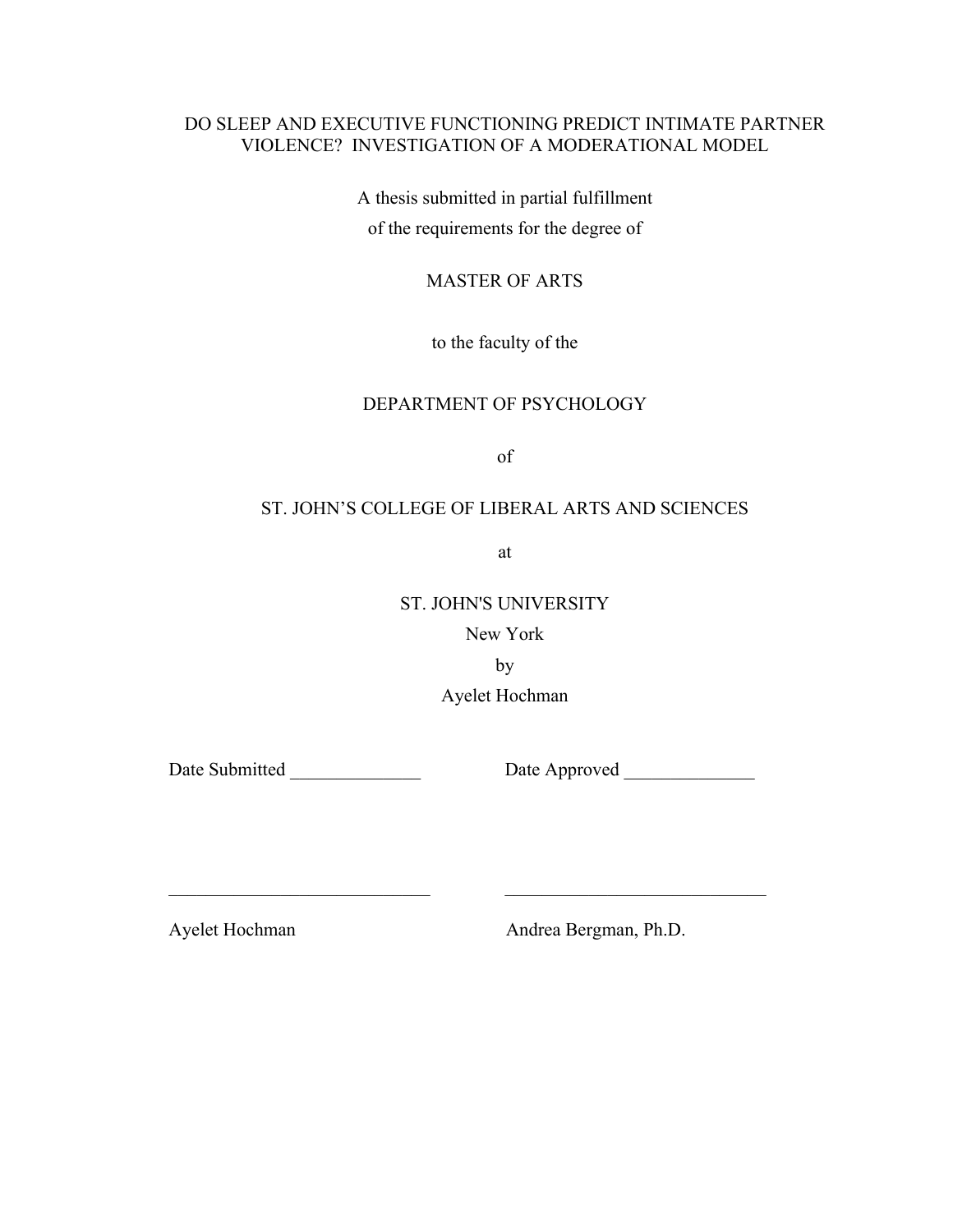DO SLEEP AND EXECUTIVE FUNCTIONING PREDICT INTIMATE PARTNER VIOLENCE? INVESTIGATION OF A MODERATIONAL MODEL

A thesis submitted in partial fulfillment
of the requirements for the degree of

MASTER OF ARTS

to the faculty of the

DEPARTMENT OF PSYCHOLOGY

of

ST. JOHN'S COLLEGE OF LIBERAL ARTS AND SCIENCES

at

ST. JOHN'S UNIVERSITY
New York
by
Ayelet Hochman

Date Submitted ______________ Date Approved ______________

____________________________ ____________________________

Ayelet Hochman Andrea Bergman, Ph.D.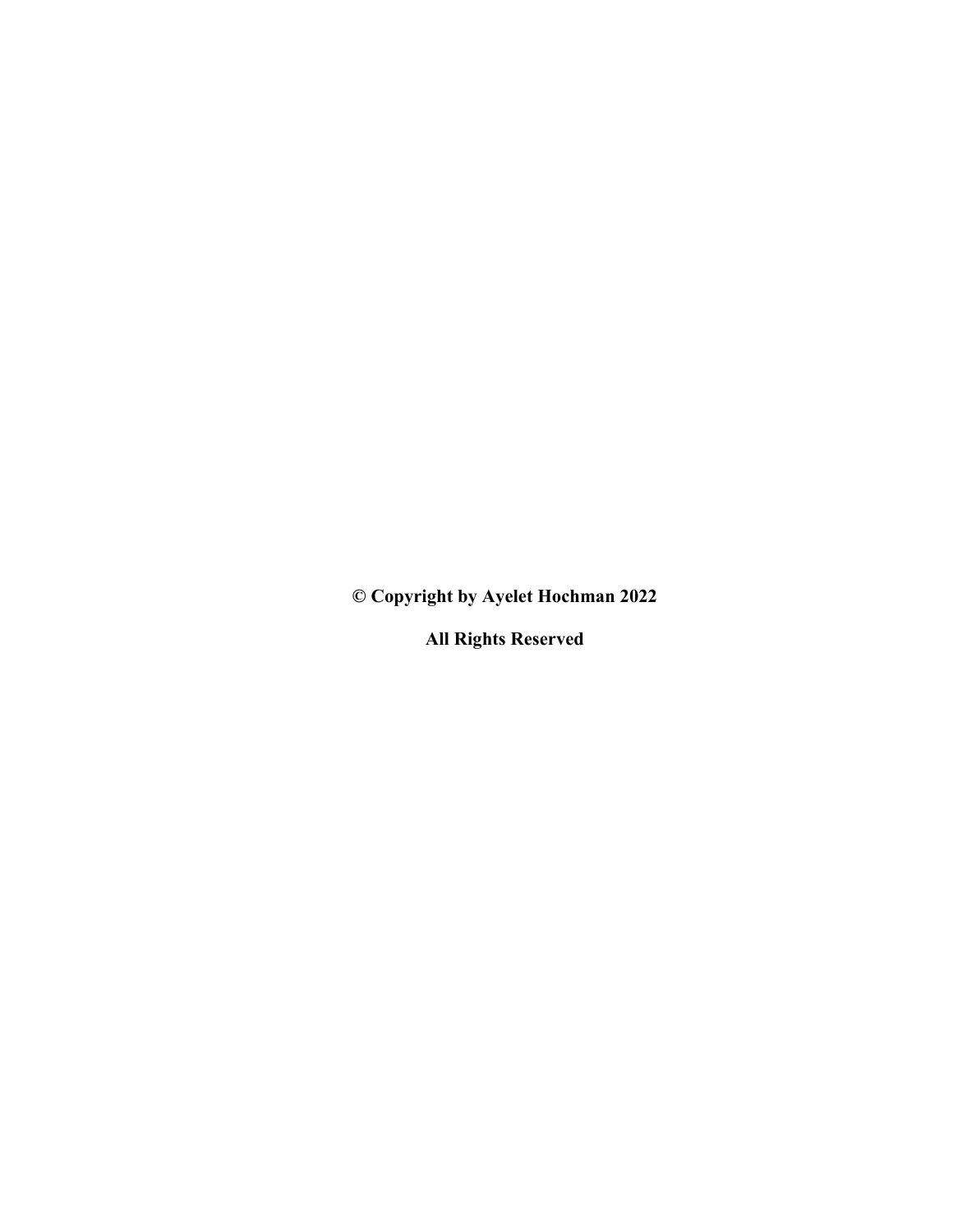**© Copyright by Ayelet Hochman 2022**

**All Rights Reserved**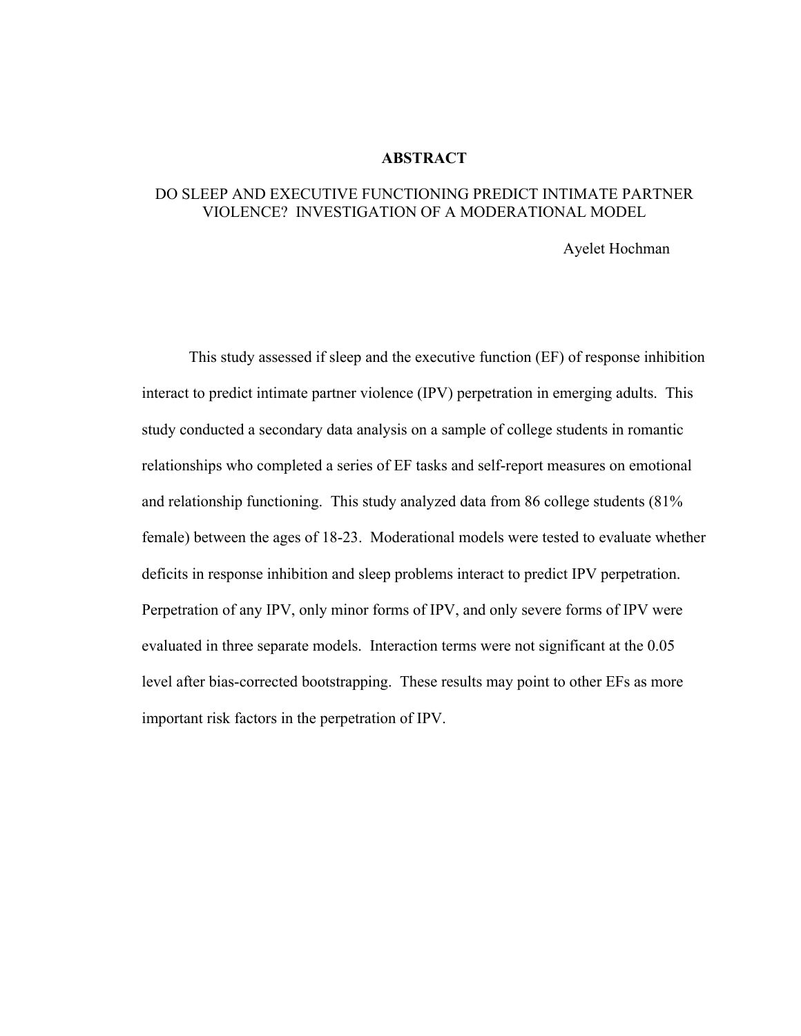## ABSTRACT

DO SLEEP AND EXECUTIVE FUNCTIONING PREDICT INTIMATE PARTNER VIOLENCE? INVESTIGATION OF A MODERATIONAL MODEL

Ayelet Hochman

This study assessed if sleep and the executive function (EF) of response inhibition interact to predict intimate partner violence (IPV) perpetration in emerging adults. This study conducted a secondary data analysis on a sample of college students in romantic relationships who completed a series of EF tasks and self-report measures on emotional and relationship functioning. This study analyzed data from 86 college students (81% female) between the ages of 18-23. Moderational models were tested to evaluate whether deficits in response inhibition and sleep problems interact to predict IPV perpetration. Perpetration of any IPV, only minor forms of IPV, and only severe forms of IPV were evaluated in three separate models. Interaction terms were not significant at the 0.05 level after bias-corrected bootstrapping. These results may point to other EFs as more important risk factors in the perpetration of IPV.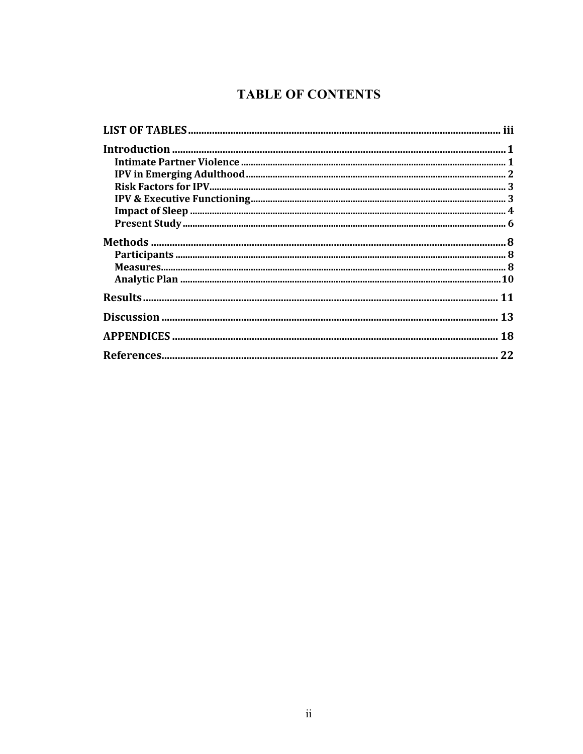# TABLE OF CONTENTS

LIST OF TABLES ..... iii

Introduction ..... 1

- Intimate Partner Violence ..... 1
- IPV in Emerging Adulthood ..... 2
- Risk Factors for IPV ..... 3
- IPV & Executive Functioning ..... 3
- Impact of Sleep ..... 4
- Present Study ..... 6

Methods ..... 8

- Participants ..... 8
- Measures ..... 8
- Analytic Plan ..... 10

Results ..... 11

Discussion ..... 13

APPENDICES ..... 18

References ..... 22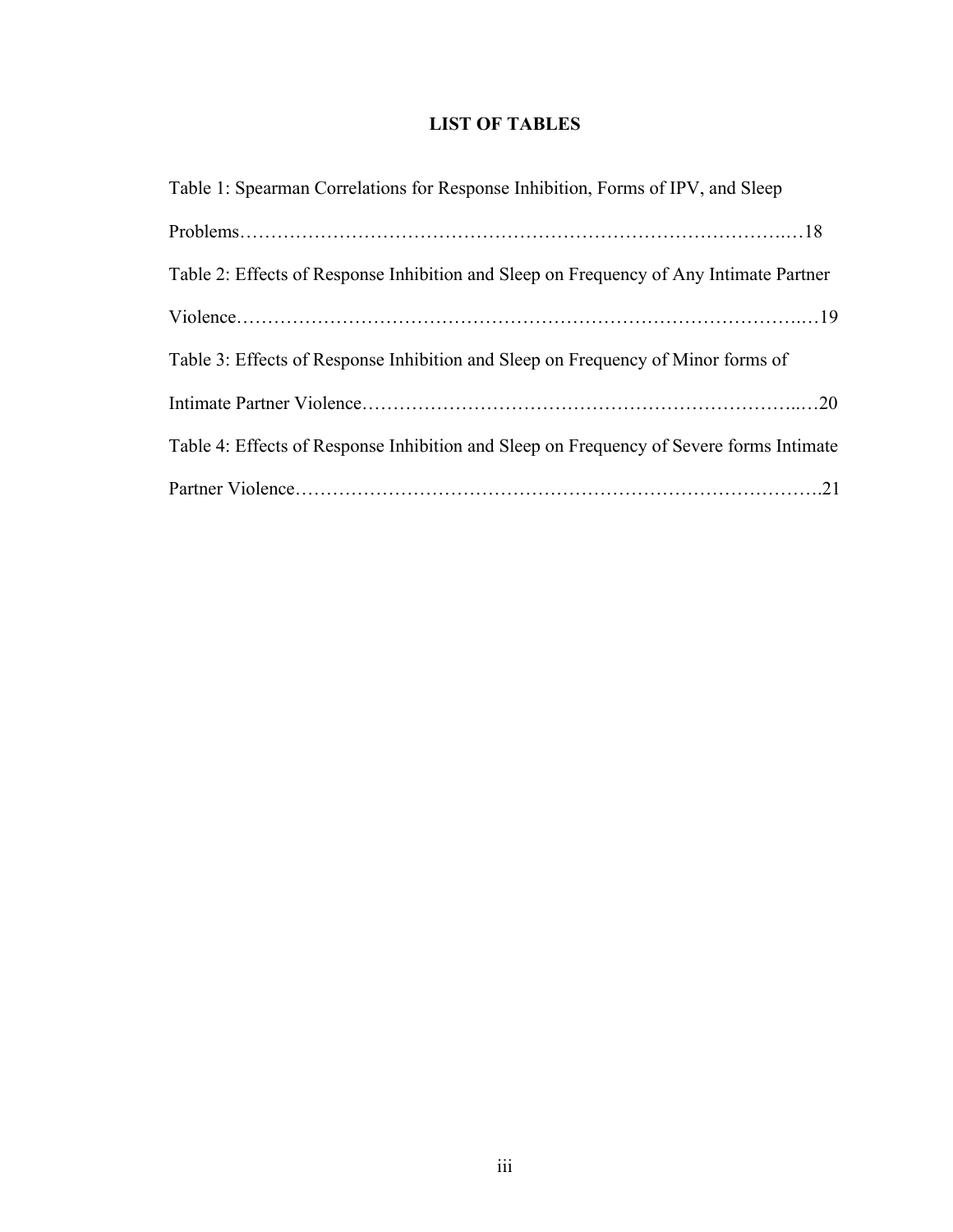# LIST OF TABLES

Table 1: Spearman Correlations for Response Inhibition, Forms of IPV, and Sleep Problems…………………………………………………………………………..…18

Table 2: Effects of Response Inhibition and Sleep on Frequency of Any Intimate Partner Violence…………………………………………………………………………….…19

Table 3: Effects of Response Inhibition and Sleep on Frequency of Minor forms of Intimate Partner Violence…………………………………………………………...…20

Table 4: Effects of Response Inhibition and Sleep on Frequency of Severe forms Intimate Partner Violence……………………………………………………………………….21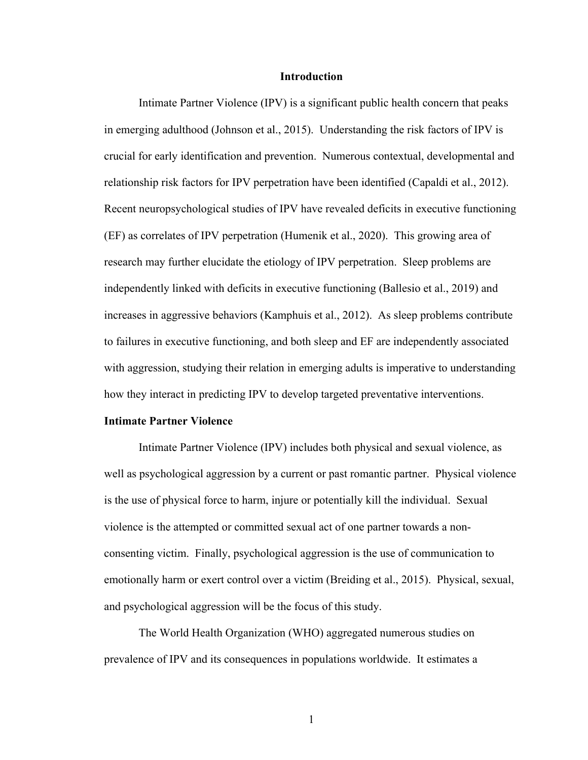# Introduction

Intimate Partner Violence (IPV) is a significant public health concern that peaks in emerging adulthood (Johnson et al., 2015). Understanding the risk factors of IPV is crucial for early identification and prevention. Numerous contextual, developmental and relationship risk factors for IPV perpetration have been identified (Capaldi et al., 2012). Recent neuropsychological studies of IPV have revealed deficits in executive functioning (EF) as correlates of IPV perpetration (Humenik et al., 2020). This growing area of research may further elucidate the etiology of IPV perpetration. Sleep problems are independently linked with deficits in executive functioning (Ballesio et al., 2019) and increases in aggressive behaviors (Kamphuis et al., 2012). As sleep problems contribute to failures in executive functioning, and both sleep and EF are independently associated with aggression, studying their relation in emerging adults is imperative to understanding how they interact in predicting IPV to develop targeted preventative interventions.

## Intimate Partner Violence

Intimate Partner Violence (IPV) includes both physical and sexual violence, as well as psychological aggression by a current or past romantic partner. Physical violence is the use of physical force to harm, injure or potentially kill the individual. Sexual violence is the attempted or committed sexual act of one partner towards a non-consenting victim. Finally, psychological aggression is the use of communication to emotionally harm or exert control over a victim (Breiding et al., 2015). Physical, sexual, and psychological aggression will be the focus of this study.

The World Health Organization (WHO) aggregated numerous studies on prevalence of IPV and its consequences in populations worldwide. It estimates a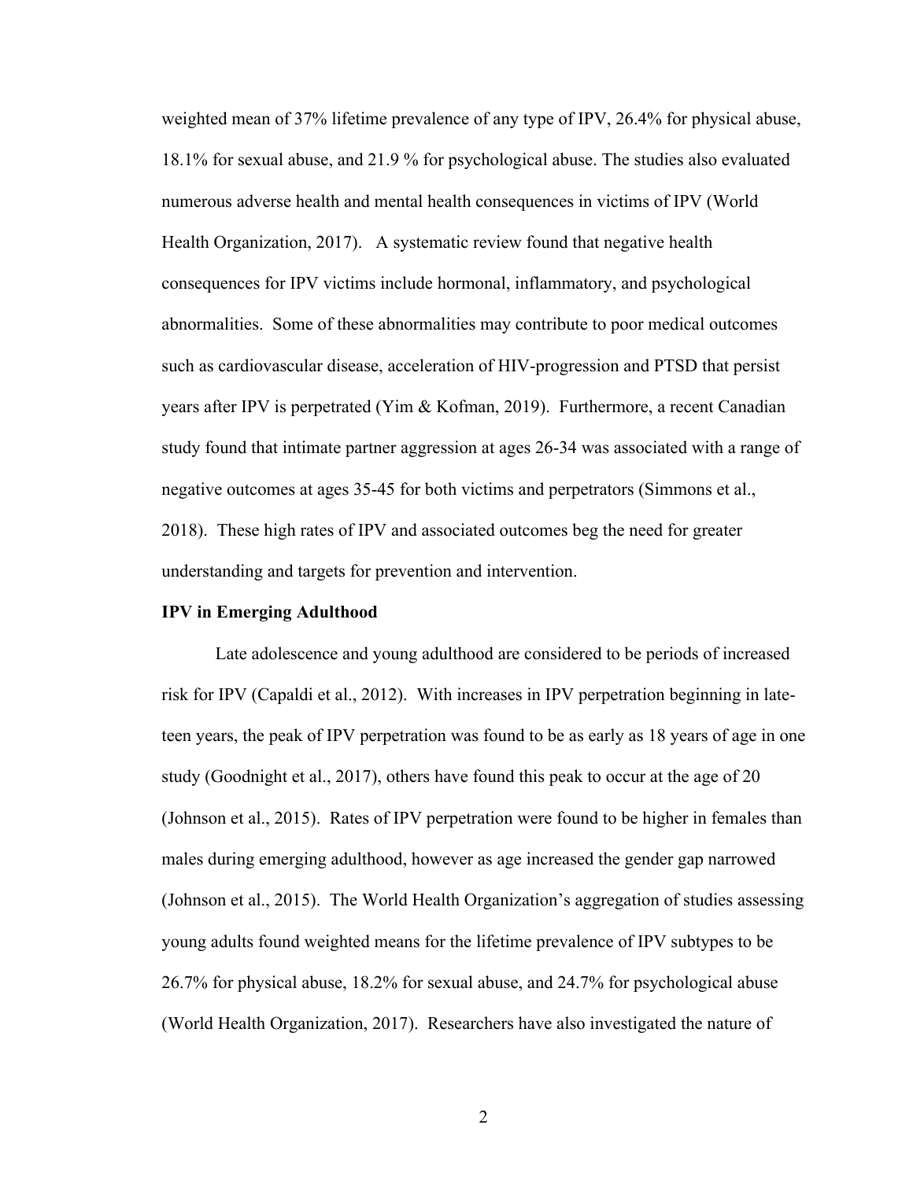weighted mean of 37% lifetime prevalence of any type of IPV, 26.4% for physical abuse, 18.1% for sexual abuse, and 21.9 % for psychological abuse. The studies also evaluated numerous adverse health and mental health consequences in victims of IPV (World Health Organization, 2017). A systematic review found that negative health consequences for IPV victims include hormonal, inflammatory, and psychological abnormalities. Some of these abnormalities may contribute to poor medical outcomes such as cardiovascular disease, acceleration of HIV-progression and PTSD that persist years after IPV is perpetrated (Yim & Kofman, 2019). Furthermore, a recent Canadian study found that intimate partner aggression at ages 26-34 was associated with a range of negative outcomes at ages 35-45 for both victims and perpetrators (Simmons et al., 2018). These high rates of IPV and associated outcomes beg the need for greater understanding and targets for prevention and intervention.

**IPV in Emerging Adulthood**

Late adolescence and young adulthood are considered to be periods of increased risk for IPV (Capaldi et al., 2012). With increases in IPV perpetration beginning in late-teen years, the peak of IPV perpetration was found to be as early as 18 years of age in one study (Goodnight et al., 2017), others have found this peak to occur at the age of 20 (Johnson et al., 2015). Rates of IPV perpetration were found to be higher in females than males during emerging adulthood, however as age increased the gender gap narrowed (Johnson et al., 2015). The World Health Organization's aggregation of studies assessing young adults found weighted means for the lifetime prevalence of IPV subtypes to be 26.7% for physical abuse, 18.2% for sexual abuse, and 24.7% for psychological abuse (World Health Organization, 2017). Researchers have also investigated the nature of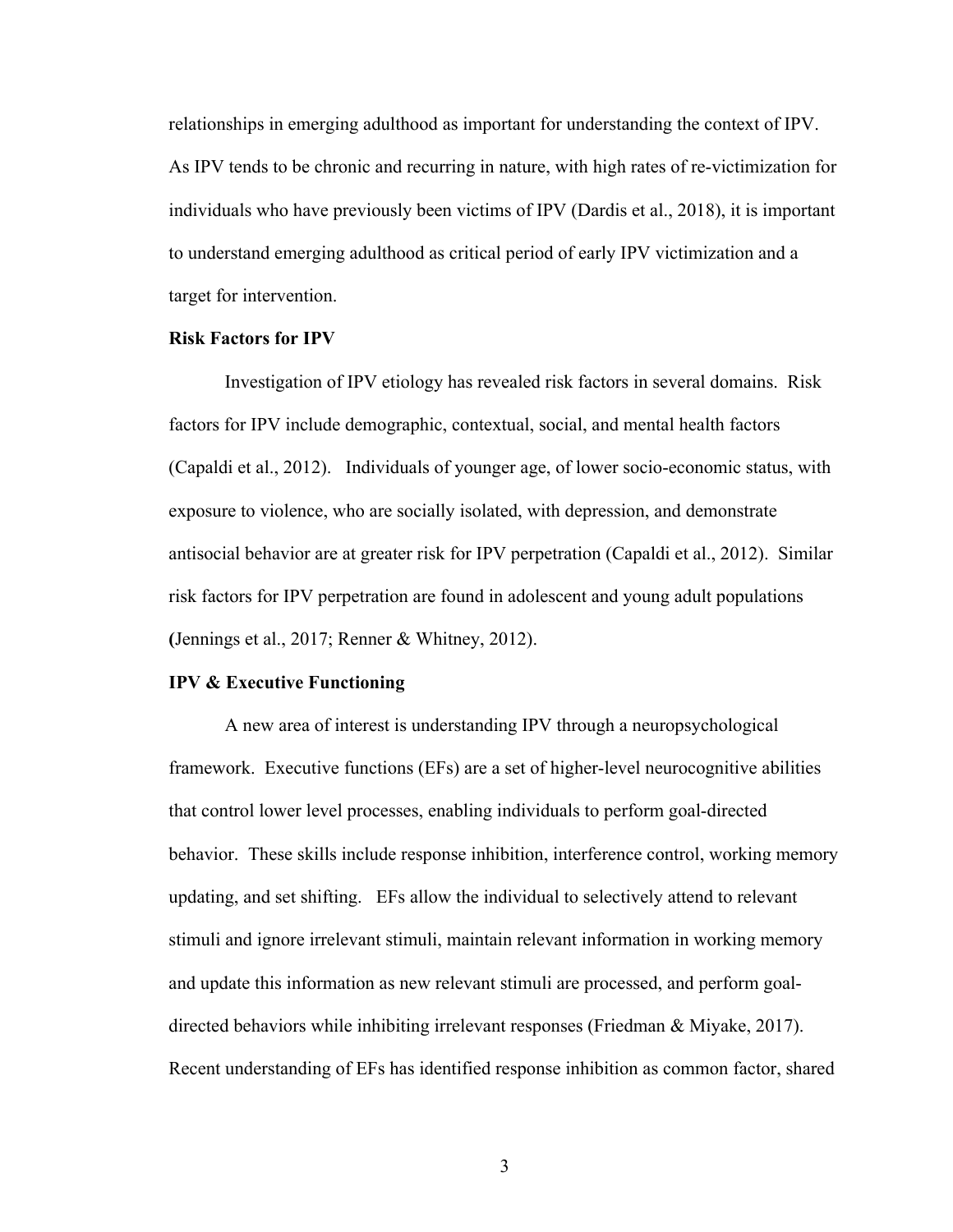relationships in emerging adulthood as important for understanding the context of IPV. As IPV tends to be chronic and recurring in nature, with high rates of re-victimization for individuals who have previously been victims of IPV (Dardis et al., 2018), it is important to understand emerging adulthood as critical period of early IPV victimization and a target for intervention.

**Risk Factors for IPV**

Investigation of IPV etiology has revealed risk factors in several domains. Risk factors for IPV include demographic, contextual, social, and mental health factors (Capaldi et al., 2012). Individuals of younger age, of lower socio-economic status, with exposure to violence, who are socially isolated, with depression, and demonstrate antisocial behavior are at greater risk for IPV perpetration (Capaldi et al., 2012). Similar risk factors for IPV perpetration are found in adolescent and young adult populations (Jennings et al., 2017; Renner & Whitney, 2012).

**IPV & Executive Functioning**

A new area of interest is understanding IPV through a neuropsychological framework. Executive functions (EFs) are a set of higher-level neurocognitive abilities that control lower level processes, enabling individuals to perform goal-directed behavior. These skills include response inhibition, interference control, working memory updating, and set shifting. EFs allow the individual to selectively attend to relevant stimuli and ignore irrelevant stimuli, maintain relevant information in working memory and update this information as new relevant stimuli are processed, and perform goal-directed behaviors while inhibiting irrelevant responses (Friedman & Miyake, 2017). Recent understanding of EFs has identified response inhibition as common factor, shared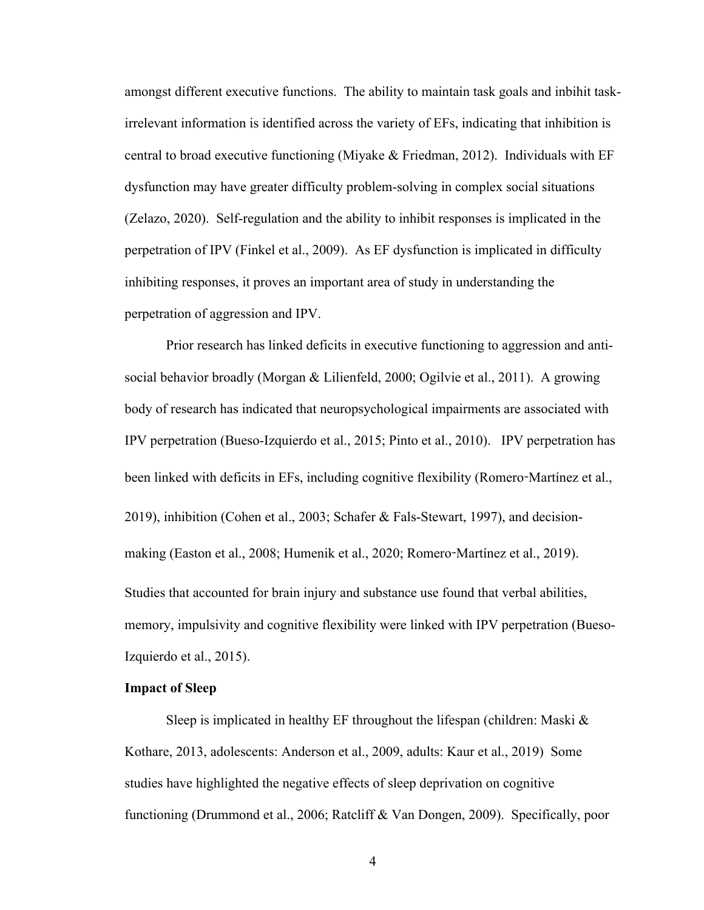amongst different executive functions. The ability to maintain task goals and inbihit task-irrelevant information is identified across the variety of EFs, indicating that inhibition is central to broad executive functioning (Miyake & Friedman, 2012). Individuals with EF dysfunction may have greater difficulty problem-solving in complex social situations (Zelazo, 2020). Self-regulation and the ability to inhibit responses is implicated in the perpetration of IPV (Finkel et al., 2009). As EF dysfunction is implicated in difficulty inhibiting responses, it proves an important area of study in understanding the perpetration of aggression and IPV.

Prior research has linked deficits in executive functioning to aggression and anti-social behavior broadly (Morgan & Lilienfeld, 2000; Ogilvie et al., 2011). A growing body of research has indicated that neuropsychological impairments are associated with IPV perpetration (Bueso-Izquierdo et al., 2015; Pinto et al., 2010). IPV perpetration has been linked with deficits in EFs, including cognitive flexibility (Romero‐Martínez et al., 2019), inhibition (Cohen et al., 2003; Schafer & Fals-Stewart, 1997), and decision-making (Easton et al., 2008; Humenik et al., 2020; Romero‐Martínez et al., 2019). Studies that accounted for brain injury and substance use found that verbal abilities, memory, impulsivity and cognitive flexibility were linked with IPV perpetration (Bueso-Izquierdo et al., 2015).

**Impact of Sleep**

Sleep is implicated in healthy EF throughout the lifespan (children: Maski & Kothare, 2013, adolescents: Anderson et al., 2009, adults: Kaur et al., 2019) Some studies have highlighted the negative effects of sleep deprivation on cognitive functioning (Drummond et al., 2006; Ratcliff & Van Dongen, 2009). Specifically, poor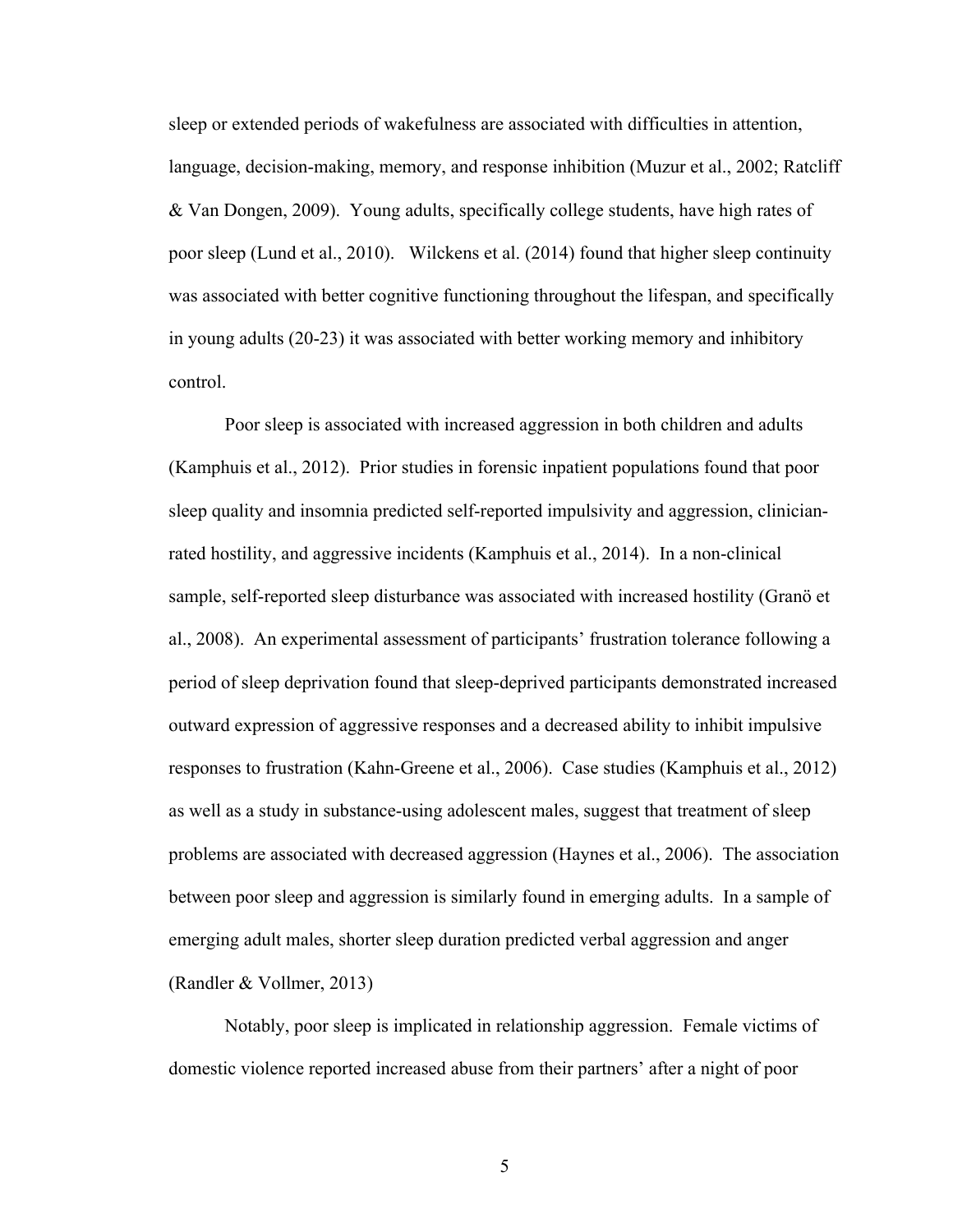sleep or extended periods of wakefulness are associated with difficulties in attention, language, decision-making, memory, and response inhibition (Muzur et al., 2002; Ratcliff & Van Dongen, 2009). Young adults, specifically college students, have high rates of poor sleep (Lund et al., 2010). Wilckens et al. (2014) found that higher sleep continuity was associated with better cognitive functioning throughout the lifespan, and specifically in young adults (20-23) it was associated with better working memory and inhibitory control.

Poor sleep is associated with increased aggression in both children and adults (Kamphuis et al., 2012). Prior studies in forensic inpatient populations found that poor sleep quality and insomnia predicted self-reported impulsivity and aggression, clinician-rated hostility, and aggressive incidents (Kamphuis et al., 2014). In a non-clinical sample, self-reported sleep disturbance was associated with increased hostility (Granö et al., 2008). An experimental assessment of participants' frustration tolerance following a period of sleep deprivation found that sleep-deprived participants demonstrated increased outward expression of aggressive responses and a decreased ability to inhibit impulsive responses to frustration (Kahn-Greene et al., 2006). Case studies (Kamphuis et al., 2012) as well as a study in substance-using adolescent males, suggest that treatment of sleep problems are associated with decreased aggression (Haynes et al., 2006). The association between poor sleep and aggression is similarly found in emerging adults. In a sample of emerging adult males, shorter sleep duration predicted verbal aggression and anger (Randler & Vollmer, 2013)

Notably, poor sleep is implicated in relationship aggression. Female victims of domestic violence reported increased abuse from their partners' after a night of poor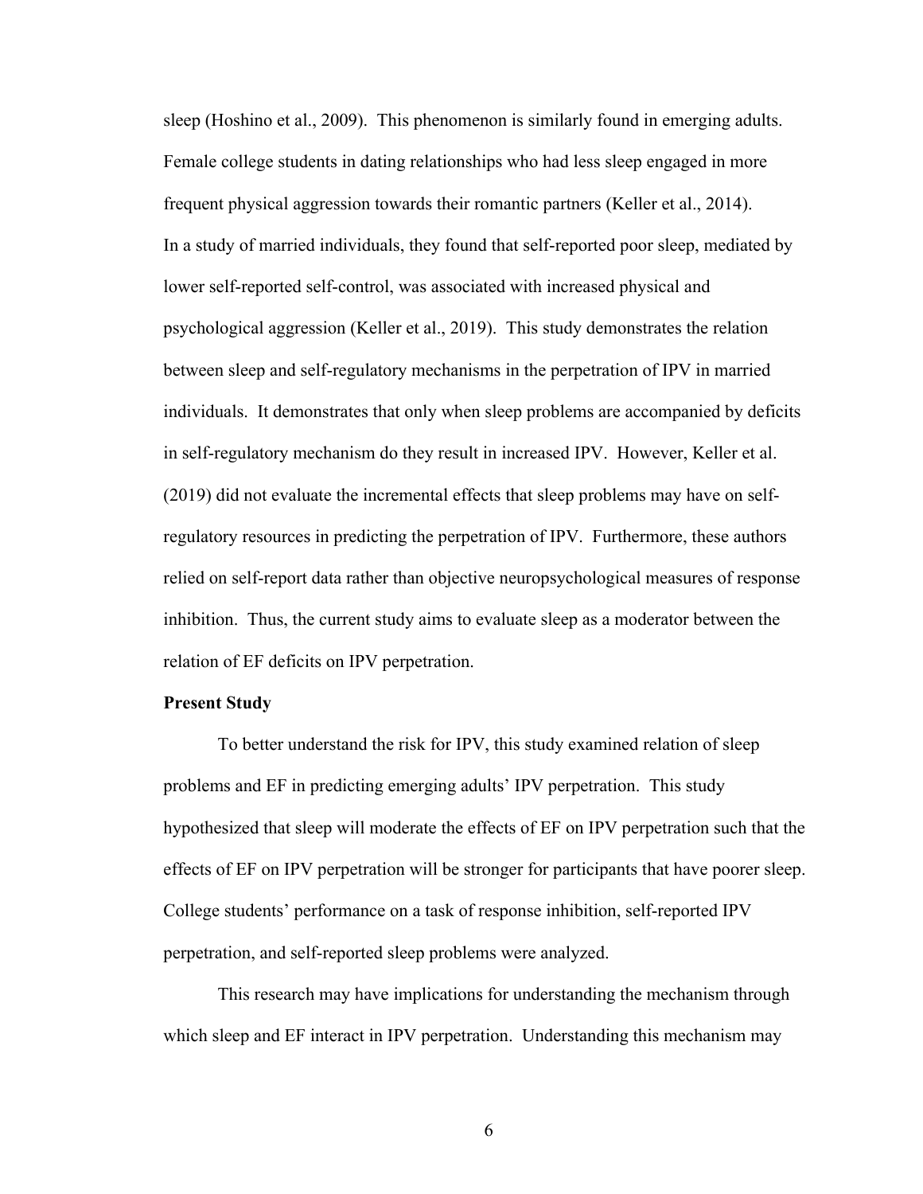sleep (Hoshino et al., 2009). This phenomenon is similarly found in emerging adults. Female college students in dating relationships who had less sleep engaged in more frequent physical aggression towards their romantic partners (Keller et al., 2014). In a study of married individuals, they found that self-reported poor sleep, mediated by lower self-reported self-control, was associated with increased physical and psychological aggression (Keller et al., 2019). This study demonstrates the relation between sleep and self-regulatory mechanisms in the perpetration of IPV in married individuals. It demonstrates that only when sleep problems are accompanied by deficits in self-regulatory mechanism do they result in increased IPV. However, Keller et al. (2019) did not evaluate the incremental effects that sleep problems may have on self-regulatory resources in predicting the perpetration of IPV. Furthermore, these authors relied on self-report data rather than objective neuropsychological measures of response inhibition. Thus, the current study aims to evaluate sleep as a moderator between the relation of EF deficits on IPV perpetration.

**Present Study**

To better understand the risk for IPV, this study examined relation of sleep problems and EF in predicting emerging adults' IPV perpetration. This study hypothesized that sleep will moderate the effects of EF on IPV perpetration such that the effects of EF on IPV perpetration will be stronger for participants that have poorer sleep. College students' performance on a task of response inhibition, self-reported IPV perpetration, and self-reported sleep problems were analyzed.

This research may have implications for understanding the mechanism through which sleep and EF interact in IPV perpetration. Understanding this mechanism may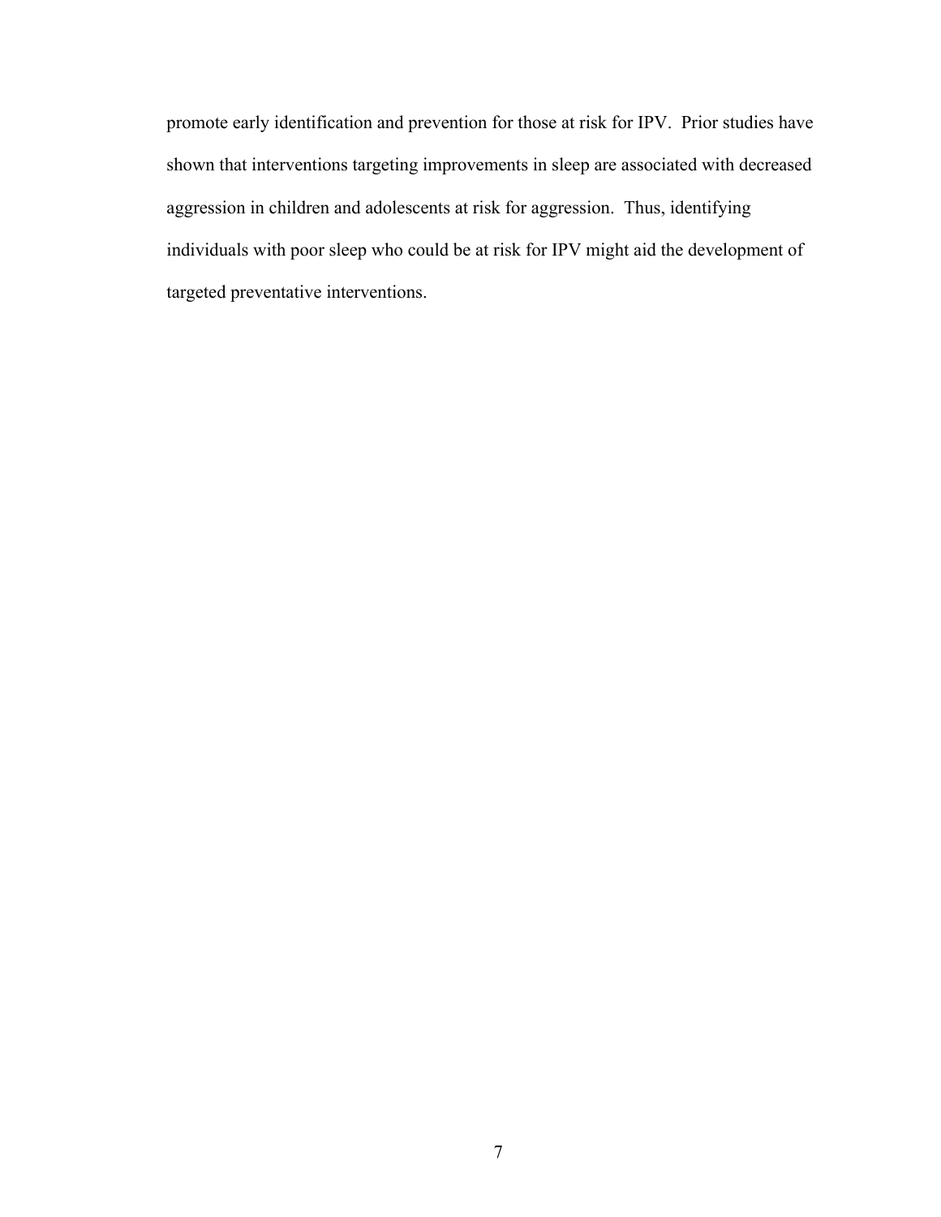promote early identification and prevention for those at risk for IPV. Prior studies have shown that interventions targeting improvements in sleep are associated with decreased aggression in children and adolescents at risk for aggression. Thus, identifying individuals with poor sleep who could be at risk for IPV might aid the development of targeted preventative interventions.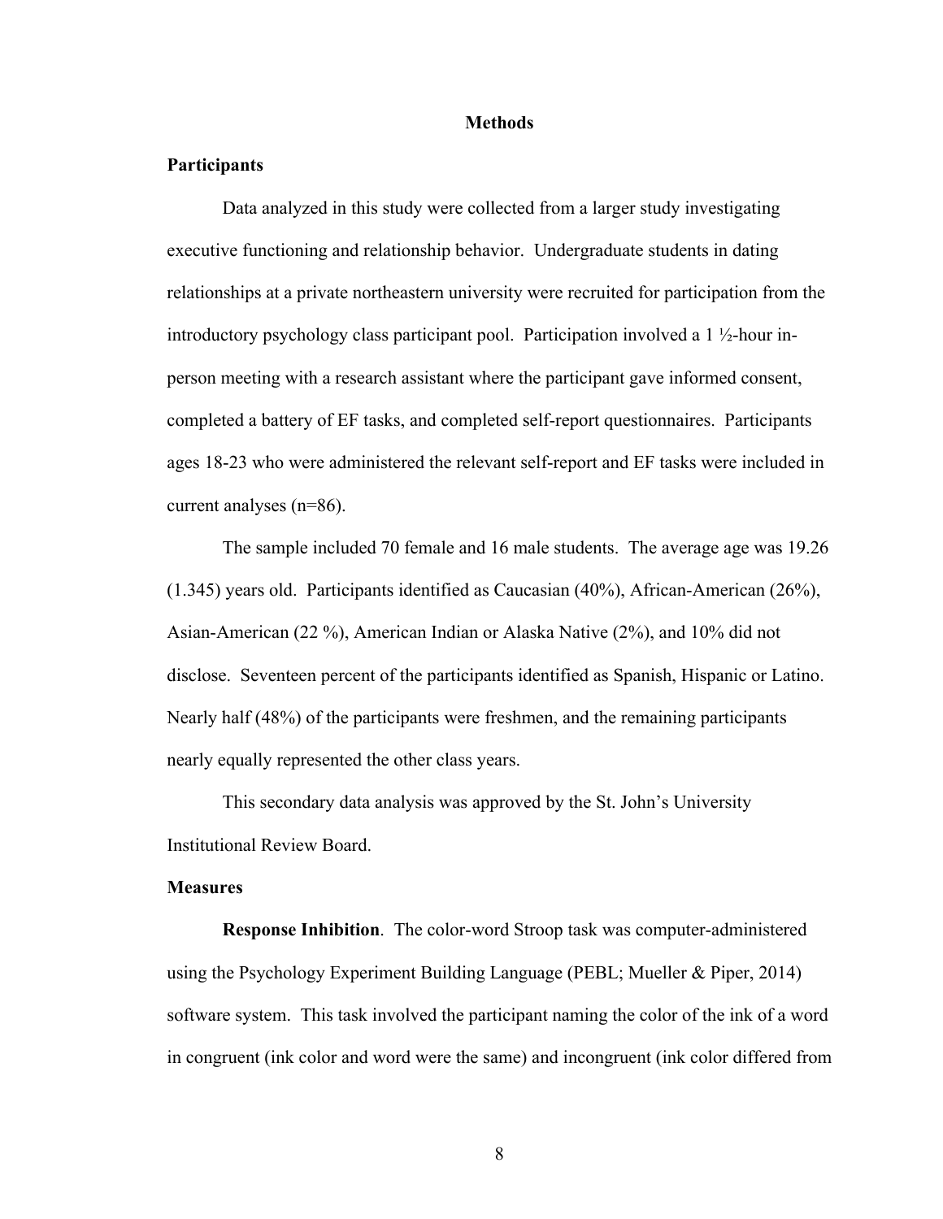# Methods

## Participants

Data analyzed in this study were collected from a larger study investigating executive functioning and relationship behavior. Undergraduate students in dating relationships at a private northeastern university were recruited for participation from the introductory psychology class participant pool. Participation involved a 1 ½-hour in-person meeting with a research assistant where the participant gave informed consent, completed a battery of EF tasks, and completed self-report questionnaires. Participants ages 18-23 who were administered the relevant self-report and EF tasks were included in current analyses (n=86).

The sample included 70 female and 16 male students. The average age was 19.26 (1.345) years old. Participants identified as Caucasian (40%), African-American (26%), Asian-American (22 %), American Indian or Alaska Native (2%), and 10% did not disclose. Seventeen percent of the participants identified as Spanish, Hispanic or Latino. Nearly half (48%) of the participants were freshmen, and the remaining participants nearly equally represented the other class years.

This secondary data analysis was approved by the St. John's University Institutional Review Board.

## Measures

**Response Inhibition**. The color-word Stroop task was computer-administered using the Psychology Experiment Building Language (PEBL; Mueller & Piper, 2014) software system. This task involved the participant naming the color of the ink of a word in congruent (ink color and word were the same) and incongruent (ink color differed from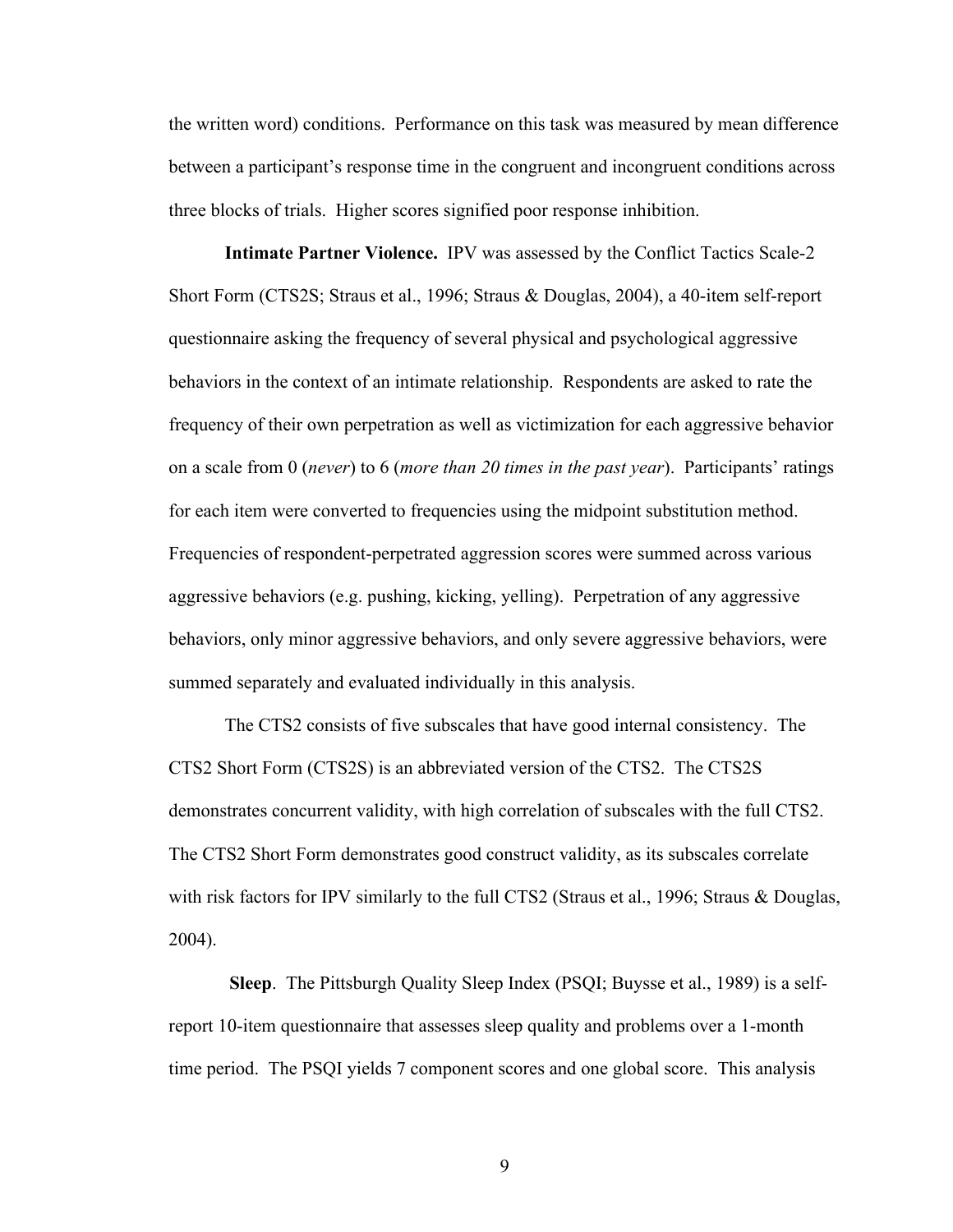the written word) conditions. Performance on this task was measured by mean difference between a participant's response time in the congruent and incongruent conditions across three blocks of trials. Higher scores signified poor response inhibition.

**Intimate Partner Violence.** IPV was assessed by the Conflict Tactics Scale-2 Short Form (CTS2S; Straus et al., 1996; Straus & Douglas, 2004), a 40-item self-report questionnaire asking the frequency of several physical and psychological aggressive behaviors in the context of an intimate relationship. Respondents are asked to rate the frequency of their own perpetration as well as victimization for each aggressive behavior on a scale from 0 (*never*) to 6 (*more than 20 times in the past year*). Participants' ratings for each item were converted to frequencies using the midpoint substitution method. Frequencies of respondent-perpetrated aggression scores were summed across various aggressive behaviors (e.g. pushing, kicking, yelling). Perpetration of any aggressive behaviors, only minor aggressive behaviors, and only severe aggressive behaviors, were summed separately and evaluated individually in this analysis.

The CTS2 consists of five subscales that have good internal consistency. The CTS2 Short Form (CTS2S) is an abbreviated version of the CTS2. The CTS2S demonstrates concurrent validity, with high correlation of subscales with the full CTS2. The CTS2 Short Form demonstrates good construct validity, as its subscales correlate with risk factors for IPV similarly to the full CTS2 (Straus et al., 1996; Straus & Douglas, 2004).

**Sleep**. The Pittsburgh Quality Sleep Index (PSQI; Buysse et al., 1989) is a self-report 10-item questionnaire that assesses sleep quality and problems over a 1-month time period. The PSQI yields 7 component scores and one global score. This analysis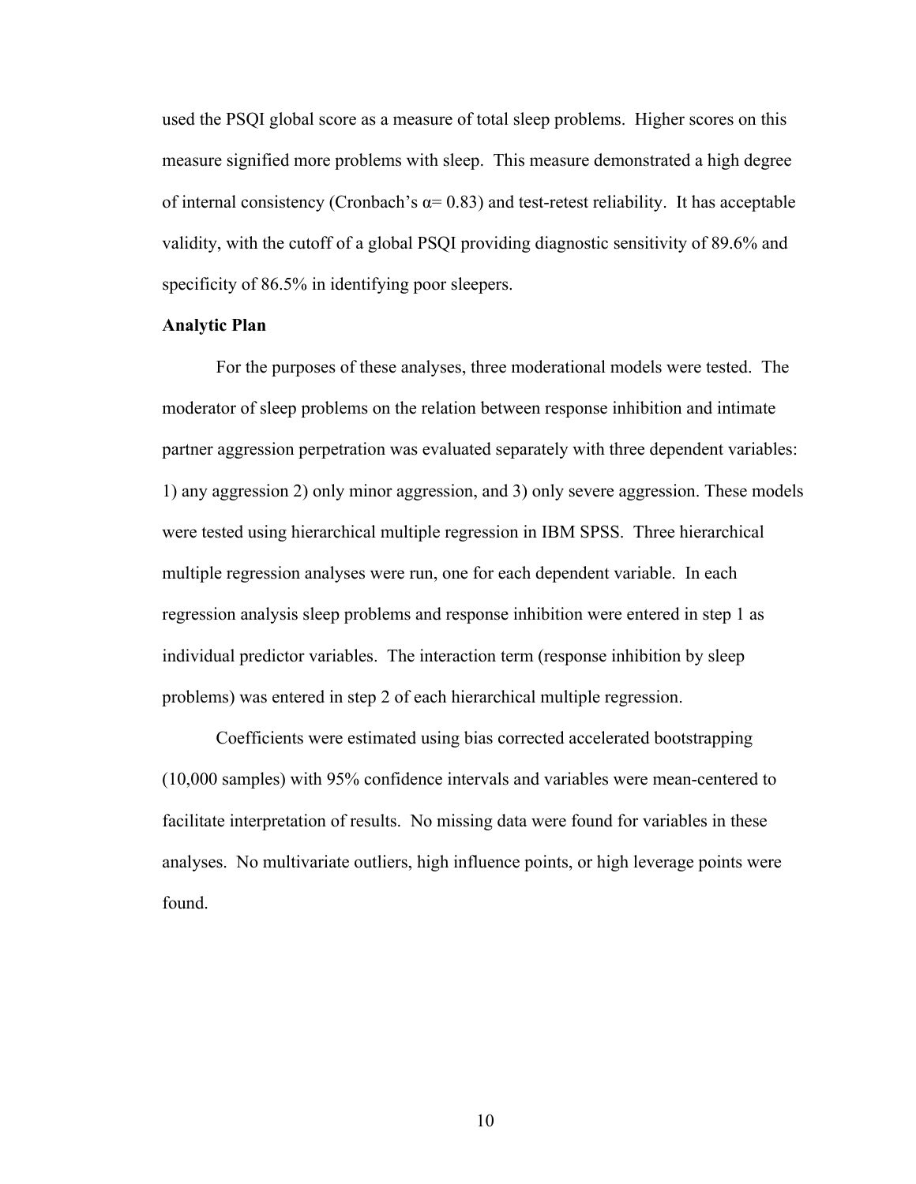used the PSQI global score as a measure of total sleep problems. Higher scores on this measure signified more problems with sleep. This measure demonstrated a high degree of internal consistency (Cronbach's $\alpha = 0.83$) and test-retest reliability. It has acceptable validity, with the cutoff of a global PSQI providing diagnostic sensitivity of 89.6% and specificity of 86.5% in identifying poor sleepers.

**Analytic Plan**

For the purposes of these analyses, three moderational models were tested. The moderator of sleep problems on the relation between response inhibition and intimate partner aggression perpetration was evaluated separately with three dependent variables: 1) any aggression 2) only minor aggression, and 3) only severe aggression. These models were tested using hierarchical multiple regression in IBM SPSS. Three hierarchical multiple regression analyses were run, one for each dependent variable. In each regression analysis sleep problems and response inhibition were entered in step 1 as individual predictor variables. The interaction term (response inhibition by sleep problems) was entered in step 2 of each hierarchical multiple regression.

Coefficients were estimated using bias corrected accelerated bootstrapping (10,000 samples) with 95% confidence intervals and variables were mean-centered to facilitate interpretation of results. No missing data were found for variables in these analyses. No multivariate outliers, high influence points, or high leverage points were found.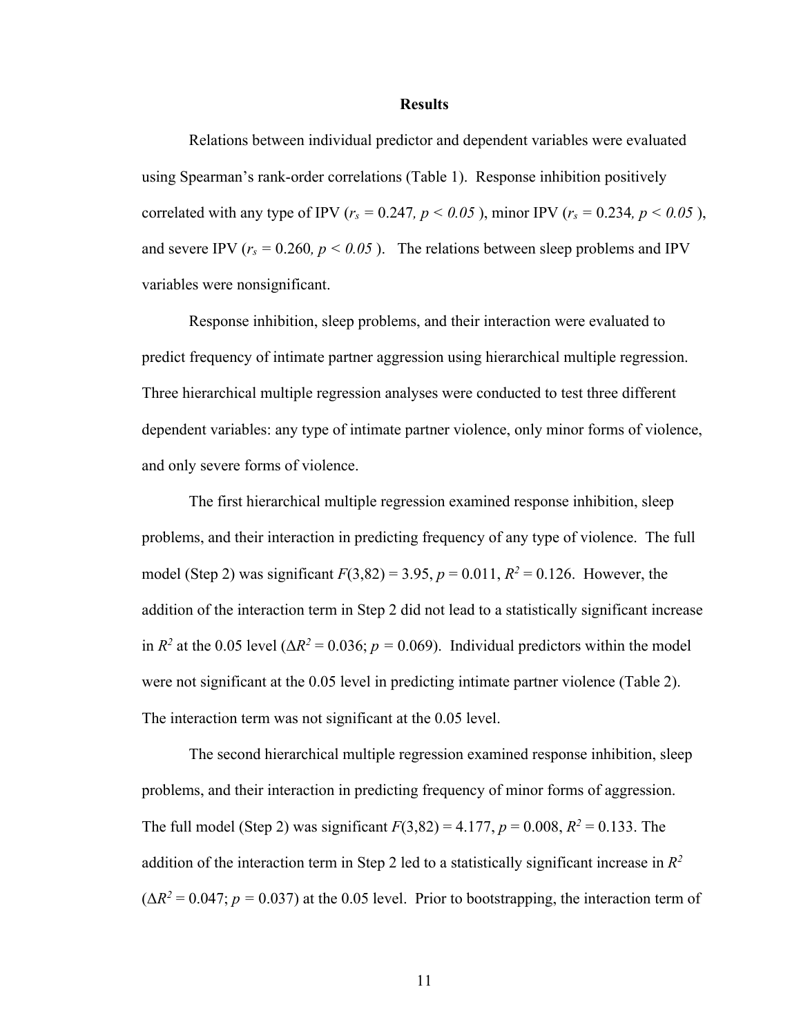## Results

Relations between individual predictor and dependent variables were evaluated using Spearman's rank-order correlations (Table 1). Response inhibition positively correlated with any type of IPV ($r_s = 0.247$, $p < 0.05$ ), minor IPV ($r_s = 0.234$, $p < 0.05$ ), and severe IPV ($r_s = 0.260$, $p < 0.05$ ). The relations between sleep problems and IPV variables were nonsignificant.

Response inhibition, sleep problems, and their interaction were evaluated to predict frequency of intimate partner aggression using hierarchical multiple regression. Three hierarchical multiple regression analyses were conducted to test three different dependent variables: any type of intimate partner violence, only minor forms of violence, and only severe forms of violence.

The first hierarchical multiple regression examined response inhibition, sleep problems, and their interaction in predicting frequency of any type of violence. The full model (Step 2) was significant $F(3,82) = 3.95$, $p = 0.011$, $R^2 = 0.126$. However, the addition of the interaction term in Step 2 did not lead to a statistically significant increase in $R^2$ at the 0.05 level ($\Delta R^2 = 0.036$; $p = 0.069$). Individual predictors within the model were not significant at the 0.05 level in predicting intimate partner violence (Table 2). The interaction term was not significant at the 0.05 level.

The second hierarchical multiple regression examined response inhibition, sleep problems, and their interaction in predicting frequency of minor forms of aggression. The full model (Step 2) was significant $F(3,82) = 4.177$, $p = 0.008$, $R^2 = 0.133$. The addition of the interaction term in Step 2 led to a statistically significant increase in $R^2$ ($\Delta R^2 = 0.047$; $p = 0.037$) at the 0.05 level. Prior to bootstrapping, the interaction term of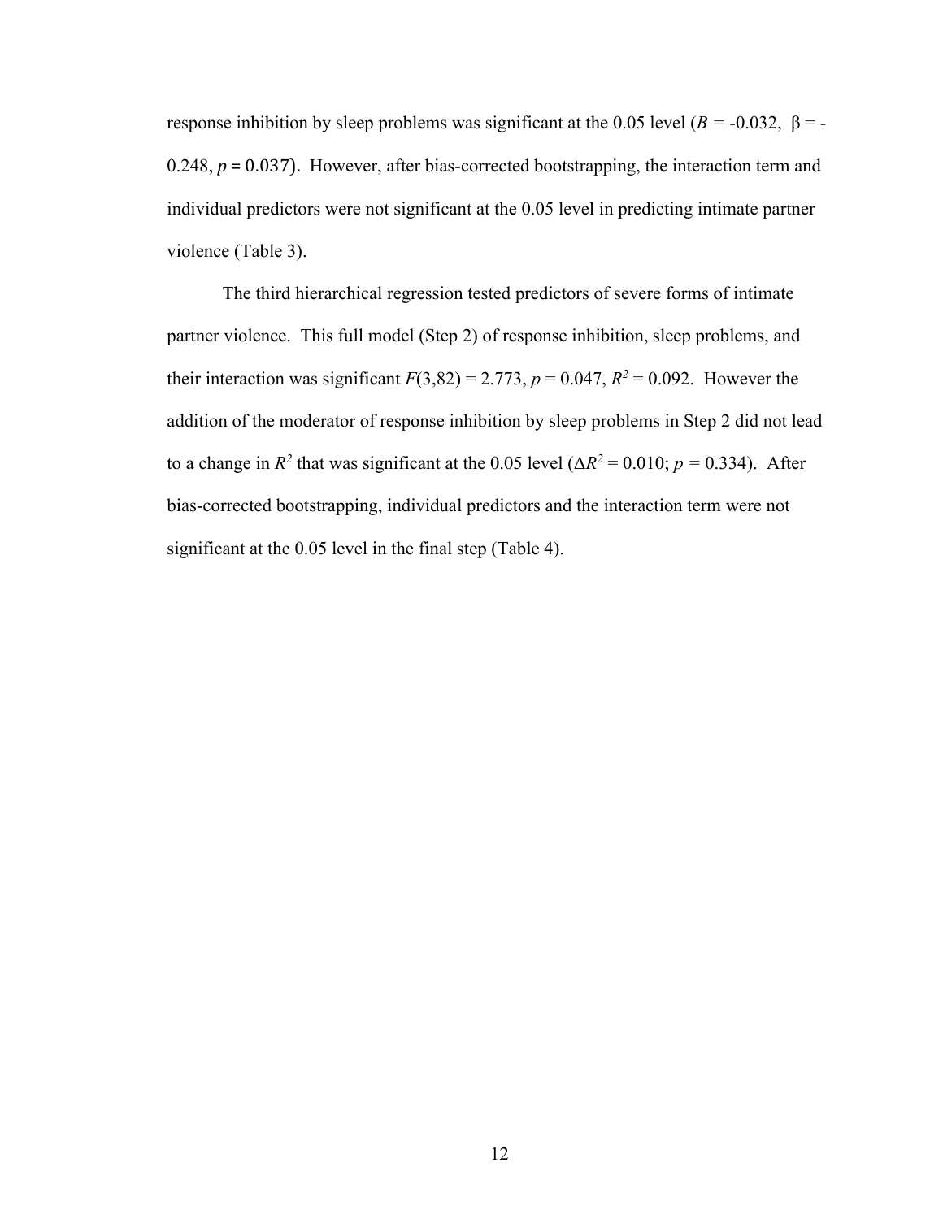response inhibition by sleep problems was significant at the 0.05 level ($B$ = -0.032, β = -0.248, $p$ = 0.037). However, after bias-corrected bootstrapping, the interaction term and individual predictors were not significant at the 0.05 level in predicting intimate partner violence (Table 3).

The third hierarchical regression tested predictors of severe forms of intimate partner violence. This full model (Step 2) of response inhibition, sleep problems, and their interaction was significant $F(3,82) = 2.773$, $p = 0.047$, $R^2 = 0.092$. However the addition of the moderator of response inhibition by sleep problems in Step 2 did not lead to a change in $R^2$ that was significant at the 0.05 level ($\Delta R^2 = 0.010$; $p = 0.334$). After bias-corrected bootstrapping, individual predictors and the interaction term were not significant at the 0.05 level in the final step (Table 4).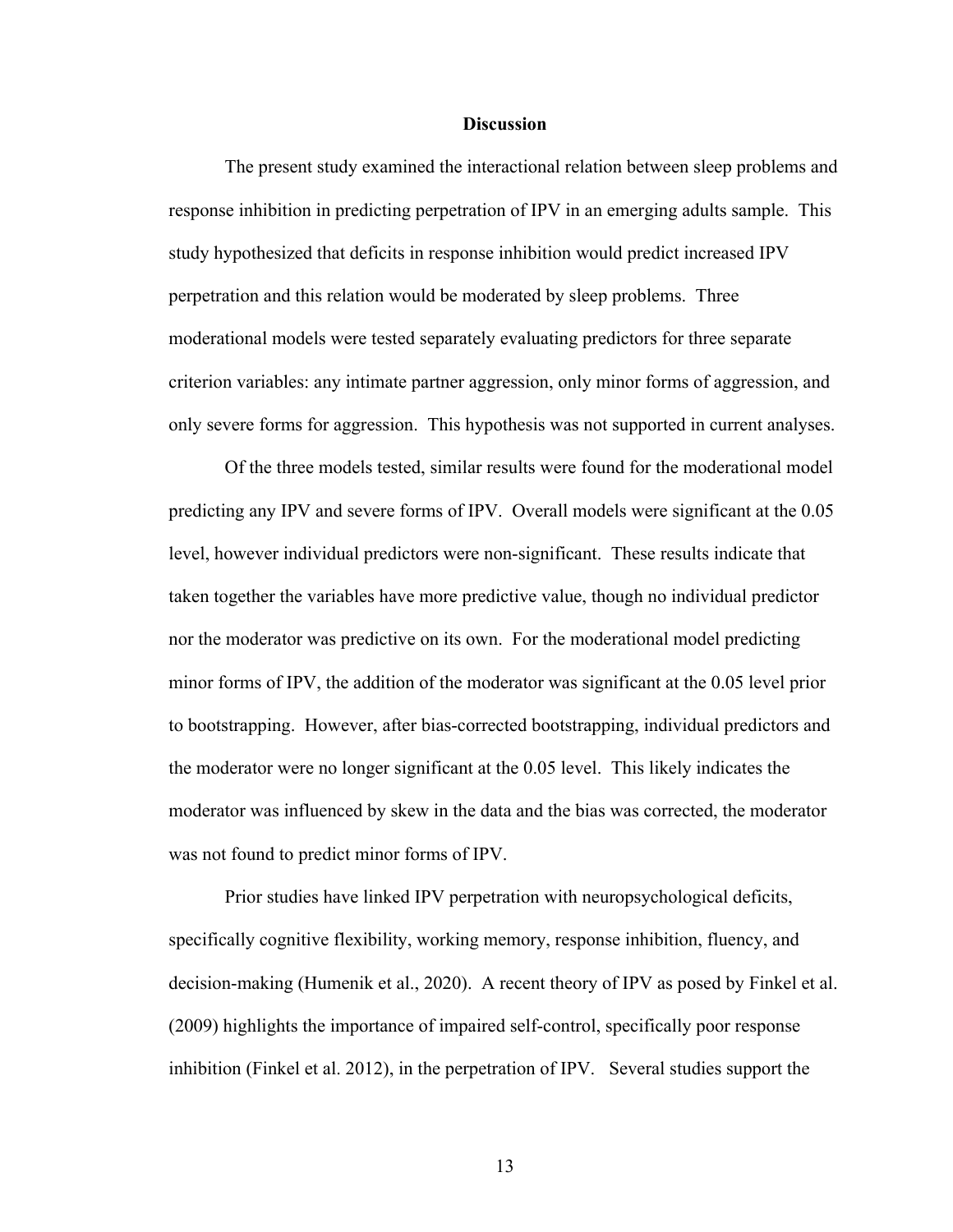## Discussion

The present study examined the interactional relation between sleep problems and response inhibition in predicting perpetration of IPV in an emerging adults sample. This study hypothesized that deficits in response inhibition would predict increased IPV perpetration and this relation would be moderated by sleep problems. Three moderational models were tested separately evaluating predictors for three separate criterion variables: any intimate partner aggression, only minor forms of aggression, and only severe forms for aggression. This hypothesis was not supported in current analyses.

Of the three models tested, similar results were found for the moderational model predicting any IPV and severe forms of IPV. Overall models were significant at the 0.05 level, however individual predictors were non-significant. These results indicate that taken together the variables have more predictive value, though no individual predictor nor the moderator was predictive on its own. For the moderational model predicting minor forms of IPV, the addition of the moderator was significant at the 0.05 level prior to bootstrapping. However, after bias-corrected bootstrapping, individual predictors and the moderator were no longer significant at the 0.05 level. This likely indicates the moderator was influenced by skew in the data and the bias was corrected, the moderator was not found to predict minor forms of IPV.

Prior studies have linked IPV perpetration with neuropsychological deficits, specifically cognitive flexibility, working memory, response inhibition, fluency, and decision-making (Humenik et al., 2020). A recent theory of IPV as posed by Finkel et al. (2009) highlights the importance of impaired self-control, specifically poor response inhibition (Finkel et al. 2012), in the perpetration of IPV. Several studies support the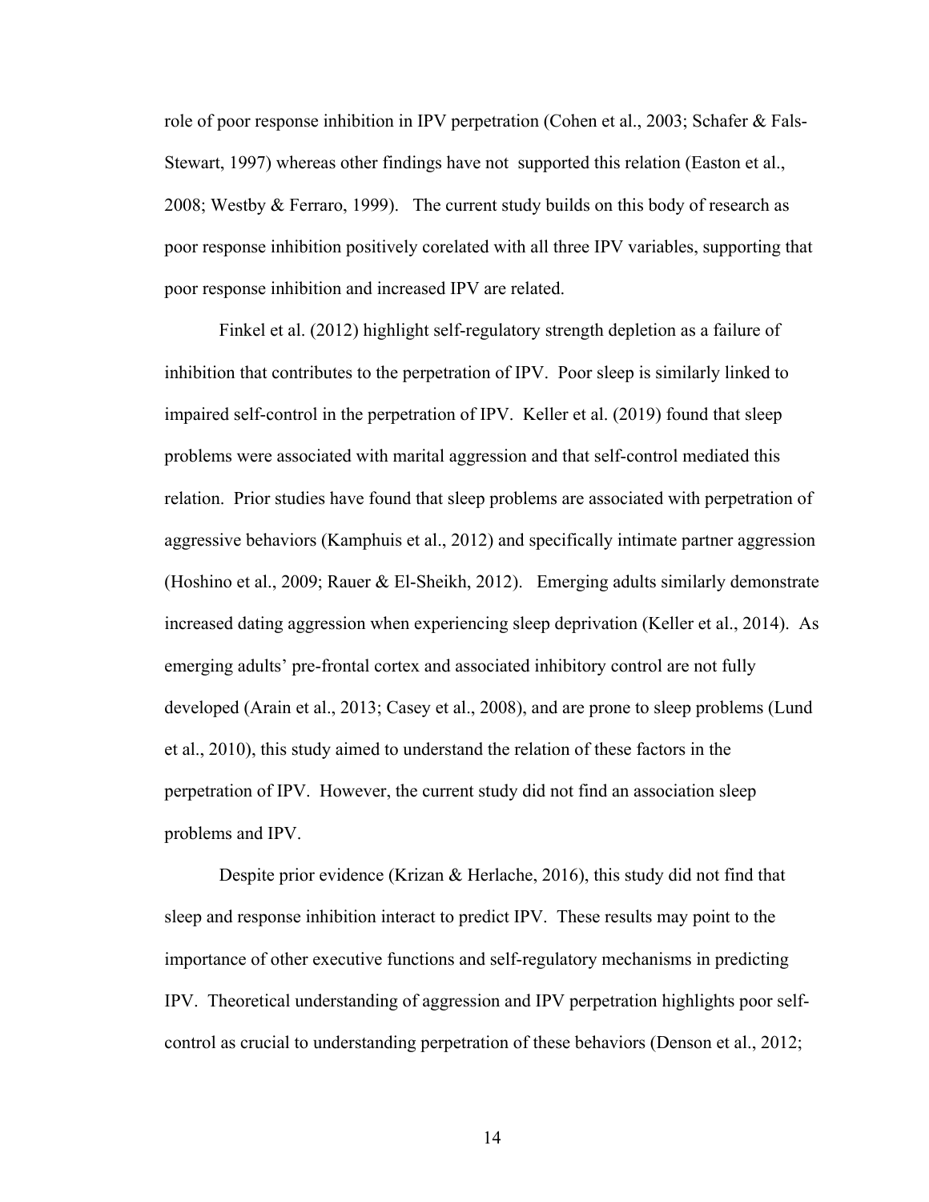role of poor response inhibition in IPV perpetration (Cohen et al., 2003; Schafer & Fals-Stewart, 1997) whereas other findings have not supported this relation (Easton et al., 2008; Westby & Ferraro, 1999). The current study builds on this body of research as poor response inhibition positively corelated with all three IPV variables, supporting that poor response inhibition and increased IPV are related.

Finkel et al. (2012) highlight self-regulatory strength depletion as a failure of inhibition that contributes to the perpetration of IPV. Poor sleep is similarly linked to impaired self-control in the perpetration of IPV. Keller et al. (2019) found that sleep problems were associated with marital aggression and that self-control mediated this relation. Prior studies have found that sleep problems are associated with perpetration of aggressive behaviors (Kamphuis et al., 2012) and specifically intimate partner aggression (Hoshino et al., 2009; Rauer & El-Sheikh, 2012). Emerging adults similarly demonstrate increased dating aggression when experiencing sleep deprivation (Keller et al., 2014). As emerging adults' pre-frontal cortex and associated inhibitory control are not fully developed (Arain et al., 2013; Casey et al., 2008), and are prone to sleep problems (Lund et al., 2010), this study aimed to understand the relation of these factors in the perpetration of IPV. However, the current study did not find an association sleep problems and IPV.

Despite prior evidence (Krizan & Herlache, 2016), this study did not find that sleep and response inhibition interact to predict IPV. These results may point to the importance of other executive functions and self-regulatory mechanisms in predicting IPV. Theoretical understanding of aggression and IPV perpetration highlights poor self-control as crucial to understanding perpetration of these behaviors (Denson et al., 2012;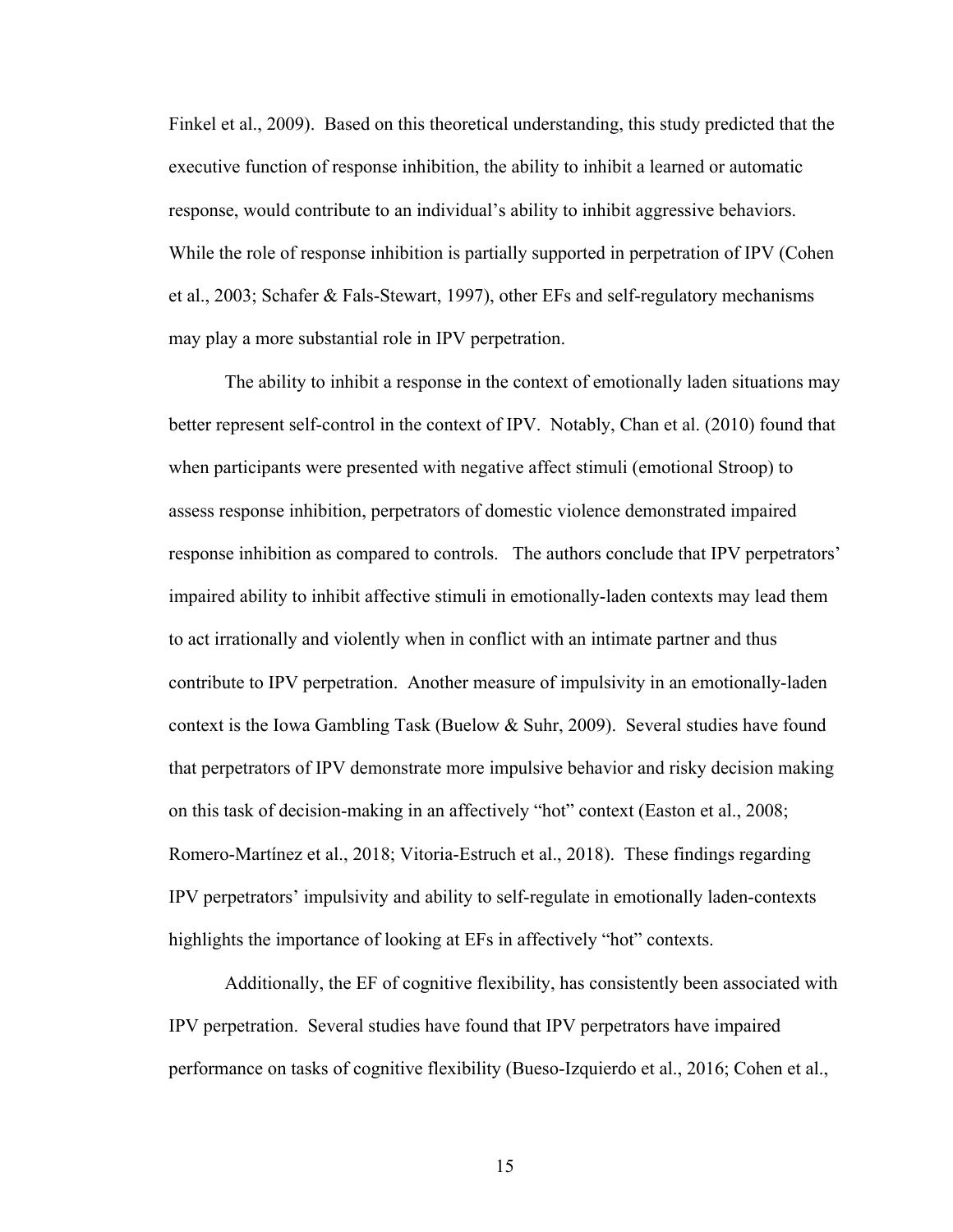Finkel et al., 2009). Based on this theoretical understanding, this study predicted that the executive function of response inhibition, the ability to inhibit a learned or automatic response, would contribute to an individual's ability to inhibit aggressive behaviors. While the role of response inhibition is partially supported in perpetration of IPV (Cohen et al., 2003; Schafer & Fals-Stewart, 1997), other EFs and self-regulatory mechanisms may play a more substantial role in IPV perpetration.

The ability to inhibit a response in the context of emotionally laden situations may better represent self-control in the context of IPV. Notably, Chan et al. (2010) found that when participants were presented with negative affect stimuli (emotional Stroop) to assess response inhibition, perpetrators of domestic violence demonstrated impaired response inhibition as compared to controls. The authors conclude that IPV perpetrators' impaired ability to inhibit affective stimuli in emotionally-laden contexts may lead them to act irrationally and violently when in conflict with an intimate partner and thus contribute to IPV perpetration. Another measure of impulsivity in an emotionally-laden context is the Iowa Gambling Task (Buelow & Suhr, 2009). Several studies have found that perpetrators of IPV demonstrate more impulsive behavior and risky decision making on this task of decision-making in an affectively "hot" context (Easton et al., 2008; Romero-Martínez et al., 2018; Vitoria-Estruch et al., 2018). These findings regarding IPV perpetrators' impulsivity and ability to self-regulate in emotionally laden-contexts highlights the importance of looking at EFs in affectively "hot" contexts.

Additionally, the EF of cognitive flexibility, has consistently been associated with IPV perpetration. Several studies have found that IPV perpetrators have impaired performance on tasks of cognitive flexibility (Bueso-Izquierdo et al., 2016; Cohen et al.,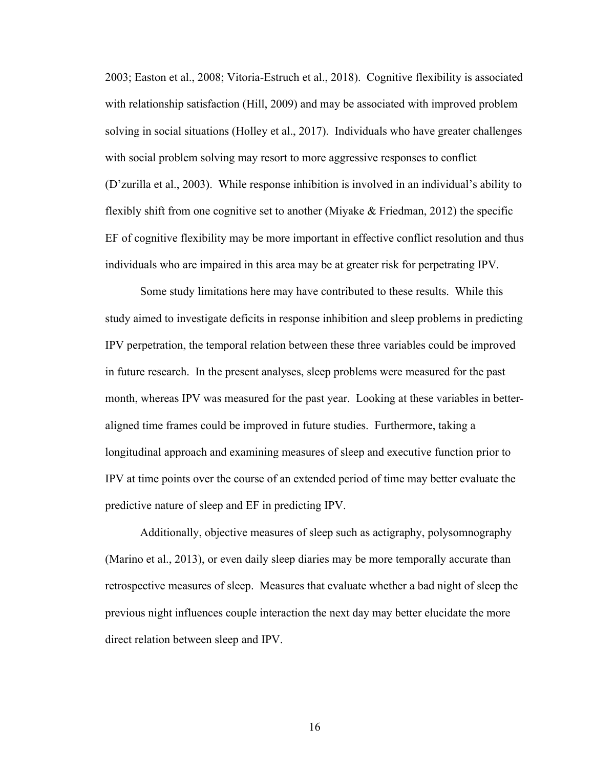2003; Easton et al., 2008; Vitoria-Estruch et al., 2018). Cognitive flexibility is associated with relationship satisfaction (Hill, 2009) and may be associated with improved problem solving in social situations (Holley et al., 2017). Individuals who have greater challenges with social problem solving may resort to more aggressive responses to conflict (D'zurilla et al., 2003). While response inhibition is involved in an individual's ability to flexibly shift from one cognitive set to another (Miyake & Friedman, 2012) the specific EF of cognitive flexibility may be more important in effective conflict resolution and thus individuals who are impaired in this area may be at greater risk for perpetrating IPV.

Some study limitations here may have contributed to these results. While this study aimed to investigate deficits in response inhibition and sleep problems in predicting IPV perpetration, the temporal relation between these three variables could be improved in future research. In the present analyses, sleep problems were measured for the past month, whereas IPV was measured for the past year. Looking at these variables in better-aligned time frames could be improved in future studies. Furthermore, taking a longitudinal approach and examining measures of sleep and executive function prior to IPV at time points over the course of an extended period of time may better evaluate the predictive nature of sleep and EF in predicting IPV.

Additionally, objective measures of sleep such as actigraphy, polysomnography (Marino et al., 2013), or even daily sleep diaries may be more temporally accurate than retrospective measures of sleep. Measures that evaluate whether a bad night of sleep the previous night influences couple interaction the next day may better elucidate the more direct relation between sleep and IPV.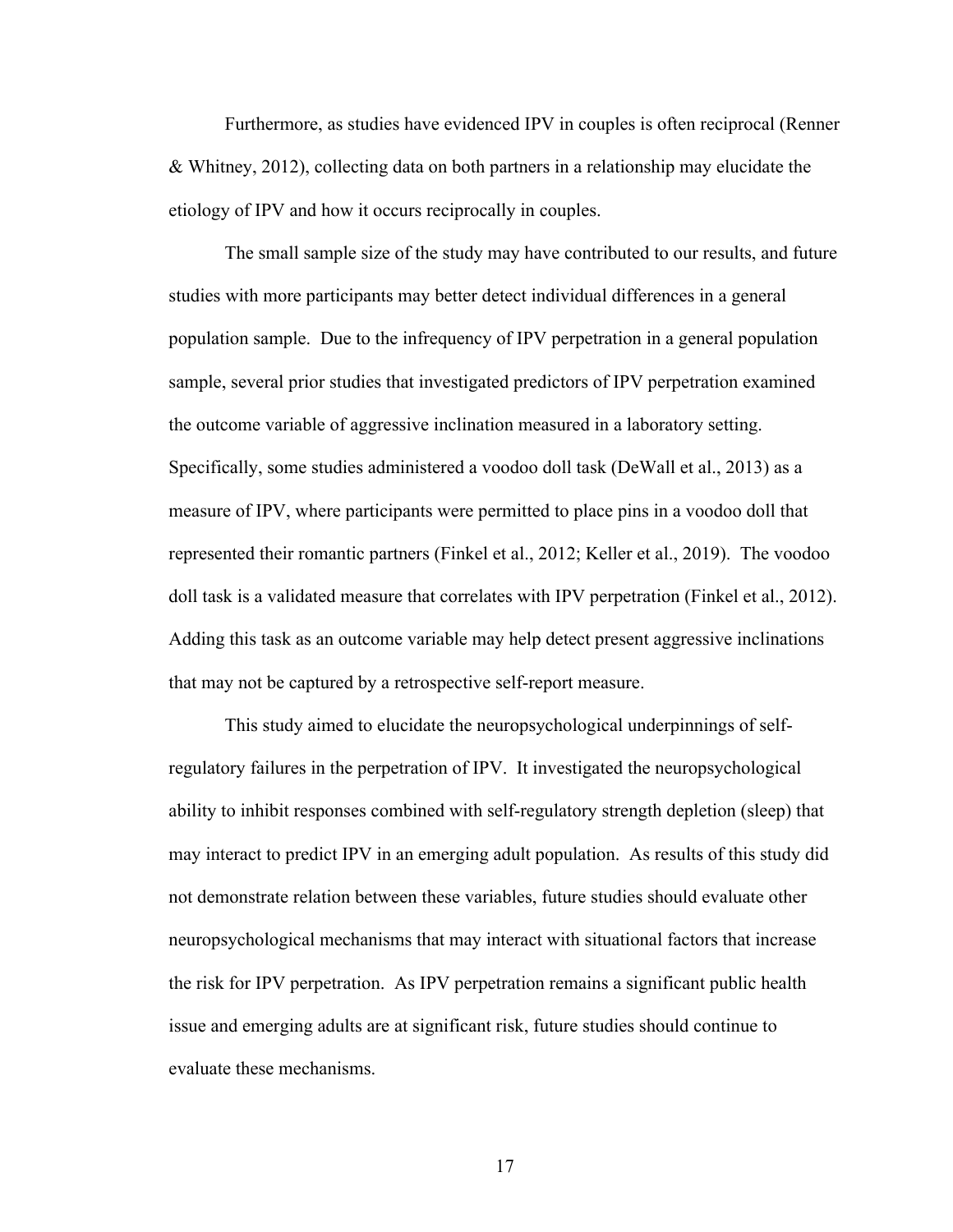Furthermore, as studies have evidenced IPV in couples is often reciprocal (Renner & Whitney, 2012), collecting data on both partners in a relationship may elucidate the etiology of IPV and how it occurs reciprocally in couples.

The small sample size of the study may have contributed to our results, and future studies with more participants may better detect individual differences in a general population sample. Due to the infrequency of IPV perpetration in a general population sample, several prior studies that investigated predictors of IPV perpetration examined the outcome variable of aggressive inclination measured in a laboratory setting. Specifically, some studies administered a voodoo doll task (DeWall et al., 2013) as a measure of IPV, where participants were permitted to place pins in a voodoo doll that represented their romantic partners (Finkel et al., 2012; Keller et al., 2019). The voodoo doll task is a validated measure that correlates with IPV perpetration (Finkel et al., 2012). Adding this task as an outcome variable may help detect present aggressive inclinations that may not be captured by a retrospective self-report measure.

This study aimed to elucidate the neuropsychological underpinnings of self-regulatory failures in the perpetration of IPV. It investigated the neuropsychological ability to inhibit responses combined with self-regulatory strength depletion (sleep) that may interact to predict IPV in an emerging adult population. As results of this study did not demonstrate relation between these variables, future studies should evaluate other neuropsychological mechanisms that may interact with situational factors that increase the risk for IPV perpetration. As IPV perpetration remains a significant public health issue and emerging adults are at significant risk, future studies should continue to evaluate these mechanisms.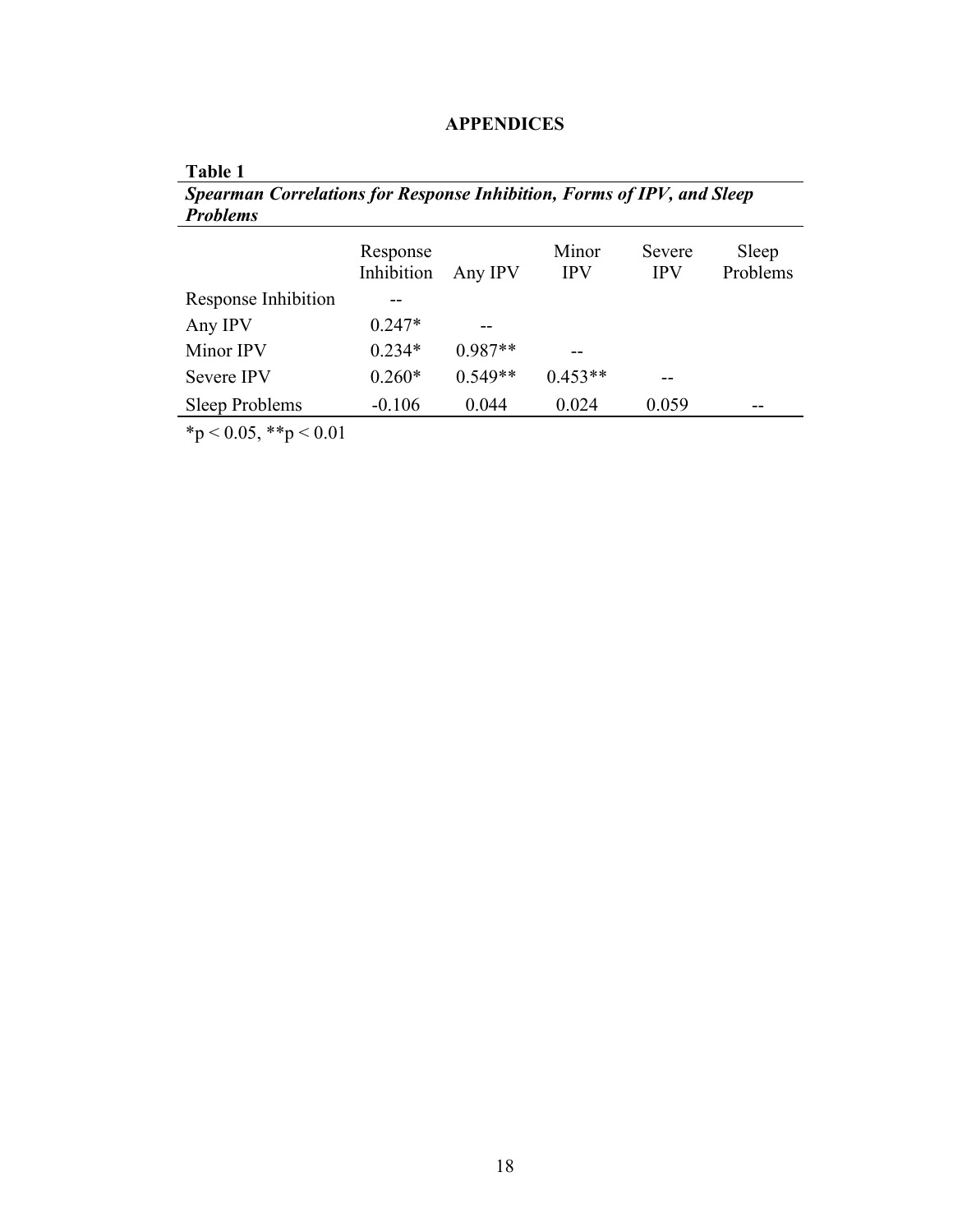# APPENDICES

**Table 1**

***Spearman Correlations for Response Inhibition, Forms of IPV, and Sleep Problems***

| | Response Inhibition | Any IPV | Minor IPV | Severe IPV | Sleep Problems |
|---|---|---|---|---|---|
| Response Inhibition | -- | | | | |
| Any IPV | 0.247* | -- | | | |
| Minor IPV | 0.234* | 0.987** | -- | | |
| Severe IPV | 0.260* | 0.549** | 0.453** | -- | |
| Sleep Problems | -0.106 | 0.044 | 0.024 | 0.059 | -- |

*$p < 0.05$, **$p < 0.01$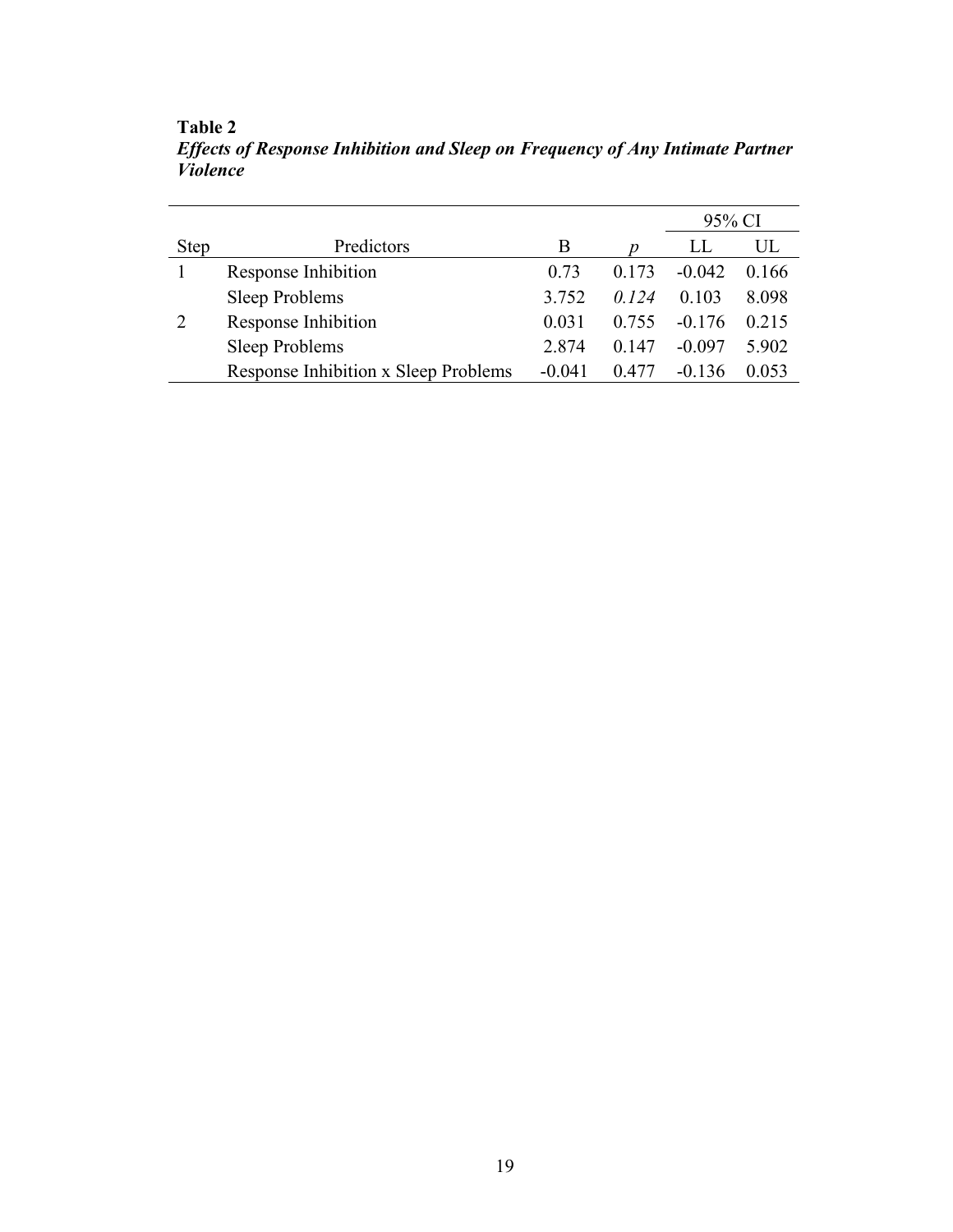**Table 2**

***Effects of Response Inhibition and Sleep on Frequency of Any Intimate Partner Violence***

| | | | | 95% CI | |
|---|---|---|---|---|---|
| Step | Predictors | B | *p* | LL | UL |
| 1 | Response Inhibition | 0.73 | 0.173 | -0.042 | 0.166 |
| | Sleep Problems | 3.752 | *0.124* | 0.103 | 8.098 |
| 2 | Response Inhibition | 0.031 | 0.755 | -0.176 | 0.215 |
| | Sleep Problems | 2.874 | 0.147 | -0.097 | 5.902 |
| | Response Inhibition x Sleep Problems | -0.041 | 0.477 | -0.136 | 0.053 |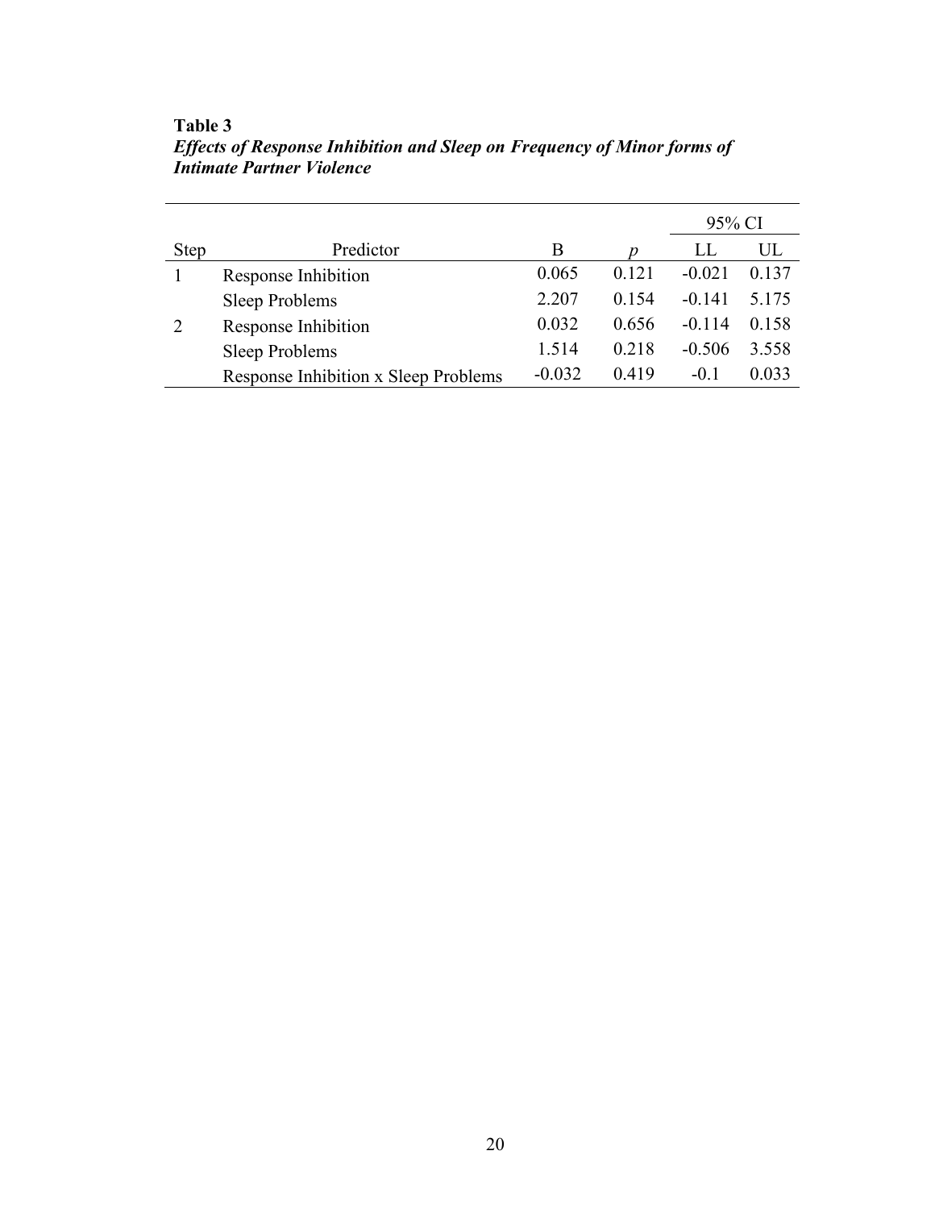**Table 3**

***Effects of Response Inhibition and Sleep on Frequency of Minor forms of Intimate Partner Violence***

| | | | | 95% CI | |
|---|---|---|---|---|---|
| Step | Predictor | B | *p* | LL | UL |
| 1 | Response Inhibition | 0.065 | 0.121 | -0.021 | 0.137 |
| | Sleep Problems | 2.207 | 0.154 | -0.141 | 5.175 |
| 2 | Response Inhibition | 0.032 | 0.656 | -0.114 | 0.158 |
| | Sleep Problems | 1.514 | 0.218 | -0.506 | 3.558 |
| | Response Inhibition x Sleep Problems | -0.032 | 0.419 | -0.1 | 0.033 |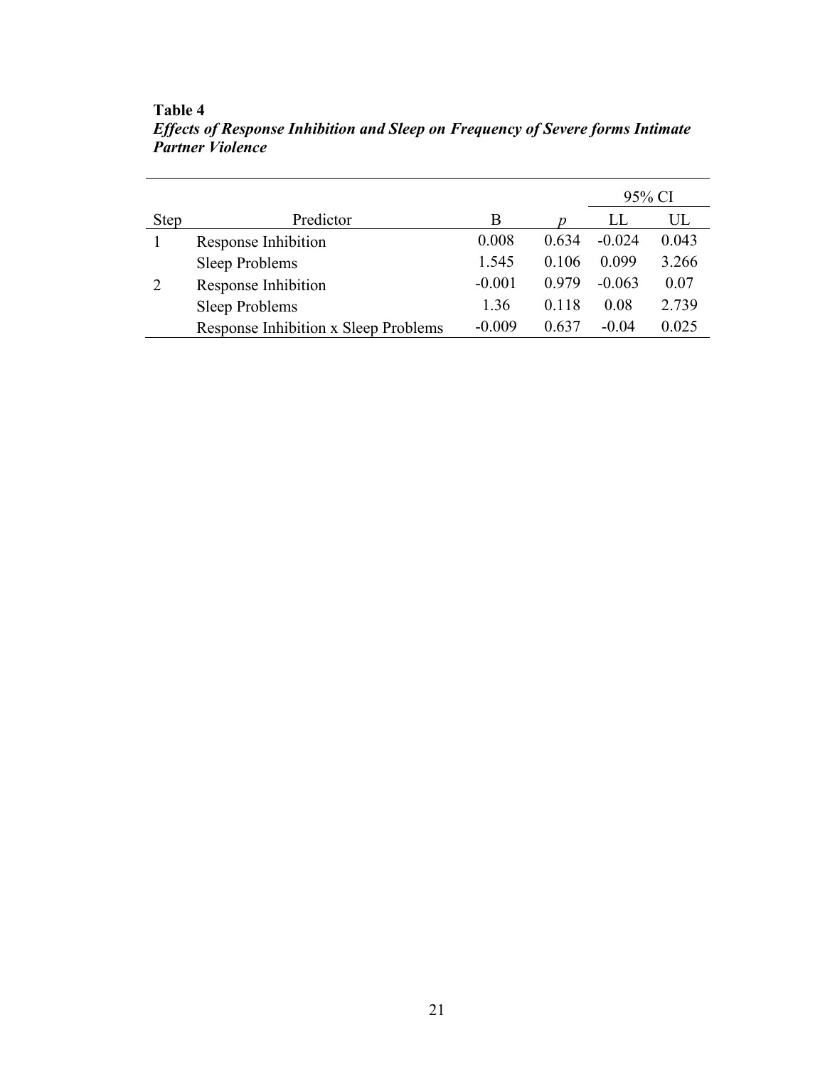**Table 4**

***Effects of Response Inhibition and Sleep on Frequency of Severe forms Intimate Partner Violence***

| | | | | 95% CI | |
|---|---|---|---|---|---|
| Step | Predictor | B | *p* | LL | UL |
| 1 | Response Inhibition | 0.008 | 0.634 | -0.024 | 0.043 |
| | Sleep Problems | 1.545 | 0.106 | 0.099 | 3.266 |
| 2 | Response Inhibition | -0.001 | 0.979 | -0.063 | 0.07 |
| | Sleep Problems | 1.36 | 0.118 | 0.08 | 2.739 |
| | Response Inhibition x Sleep Problems | -0.009 | 0.637 | -0.04 | 0.025 |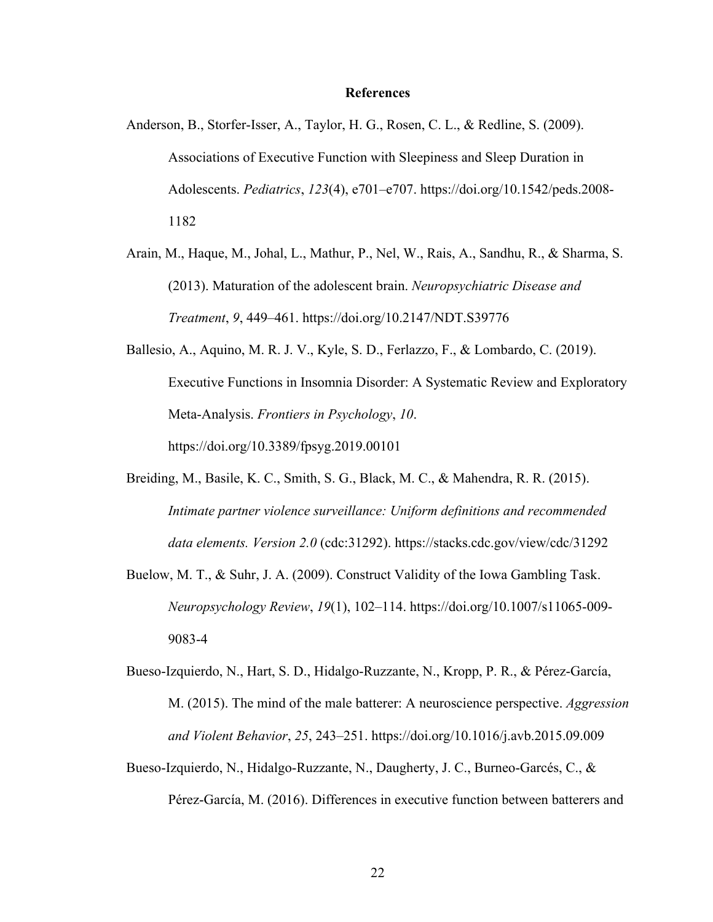**References**

Anderson, B., Storfer-Isser, A., Taylor, H. G., Rosen, C. L., & Redline, S. (2009). Associations of Executive Function with Sleepiness and Sleep Duration in Adolescents. *Pediatrics*, *123*(4), e701–e707. https://doi.org/10.1542/peds.2008-1182

Arain, M., Haque, M., Johal, L., Mathur, P., Nel, W., Rais, A., Sandhu, R., & Sharma, S. (2013). Maturation of the adolescent brain. *Neuropsychiatric Disease and Treatment*, *9*, 449–461. https://doi.org/10.2147/NDT.S39776

Ballesio, A., Aquino, M. R. J. V., Kyle, S. D., Ferlazzo, F., & Lombardo, C. (2019). Executive Functions in Insomnia Disorder: A Systematic Review and Exploratory Meta-Analysis. *Frontiers in Psychology*, *10*. https://doi.org/10.3389/fpsyg.2019.00101

Breiding, M., Basile, K. C., Smith, S. G., Black, M. C., & Mahendra, R. R. (2015). *Intimate partner violence surveillance: Uniform definitions and recommended data elements. Version 2.0* (cdc:31292). https://stacks.cdc.gov/view/cdc/31292

Buelow, M. T., & Suhr, J. A. (2009). Construct Validity of the Iowa Gambling Task. *Neuropsychology Review*, *19*(1), 102–114. https://doi.org/10.1007/s11065-009-9083-4

Bueso-Izquierdo, N., Hart, S. D., Hidalgo-Ruzzante, N., Kropp, P. R., & Pérez-García, M. (2015). The mind of the male batterer: A neuroscience perspective. *Aggression and Violent Behavior*, *25*, 243–251. https://doi.org/10.1016/j.avb.2015.09.009

Bueso-Izquierdo, N., Hidalgo-Ruzzante, N., Daugherty, J. C., Burneo-Garcés, C., & Pérez-García, M. (2016). Differences in executive function between batterers and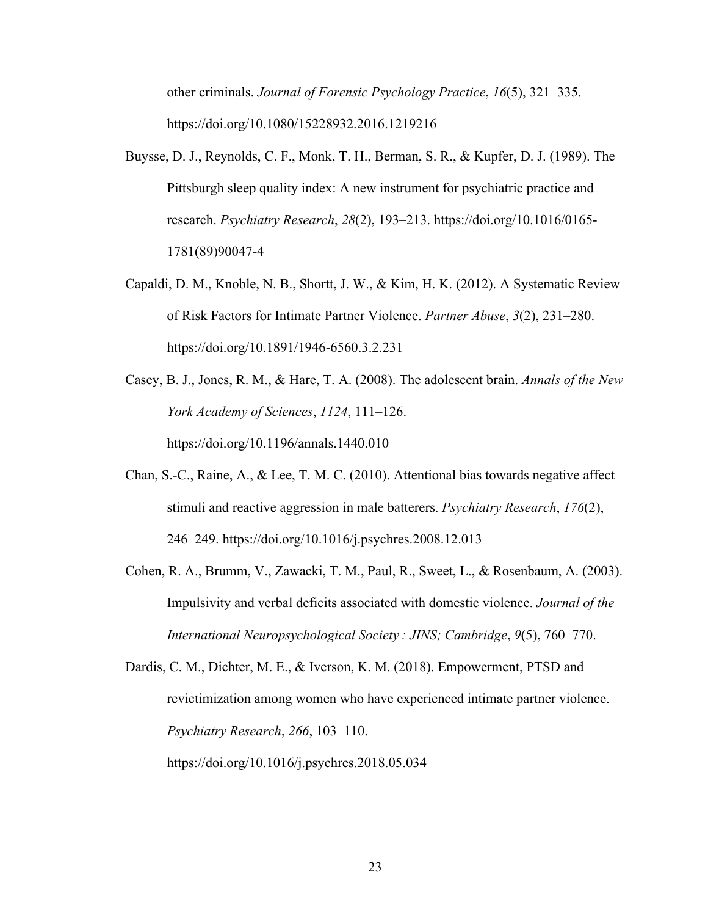other criminals. *Journal of Forensic Psychology Practice*, *16*(5), 321–335. https://doi.org/10.1080/15228932.2016.1219216

Buysse, D. J., Reynolds, C. F., Monk, T. H., Berman, S. R., & Kupfer, D. J. (1989). The Pittsburgh sleep quality index: A new instrument for psychiatric practice and research. *Psychiatry Research*, *28*(2), 193–213. https://doi.org/10.1016/0165-1781(89)90047-4

Capaldi, D. M., Knoble, N. B., Shortt, J. W., & Kim, H. K. (2012). A Systematic Review of Risk Factors for Intimate Partner Violence. *Partner Abuse*, *3*(2), 231–280. https://doi.org/10.1891/1946-6560.3.2.231

Casey, B. J., Jones, R. M., & Hare, T. A. (2008). The adolescent brain. *Annals of the New York Academy of Sciences*, *1124*, 111–126. https://doi.org/10.1196/annals.1440.010

Chan, S.-C., Raine, A., & Lee, T. M. C. (2010). Attentional bias towards negative affect stimuli and reactive aggression in male batterers. *Psychiatry Research*, *176*(2), 246–249. https://doi.org/10.1016/j.psychres.2008.12.013

Cohen, R. A., Brumm, V., Zawacki, T. M., Paul, R., Sweet, L., & Rosenbaum, A. (2003). Impulsivity and verbal deficits associated with domestic violence. *Journal of the International Neuropsychological Society : JINS; Cambridge*, *9*(5), 760–770.

Dardis, C. M., Dichter, M. E., & Iverson, K. M. (2018). Empowerment, PTSD and revictimization among women who have experienced intimate partner violence. *Psychiatry Research*, *266*, 103–110. https://doi.org/10.1016/j.psychres.2018.05.034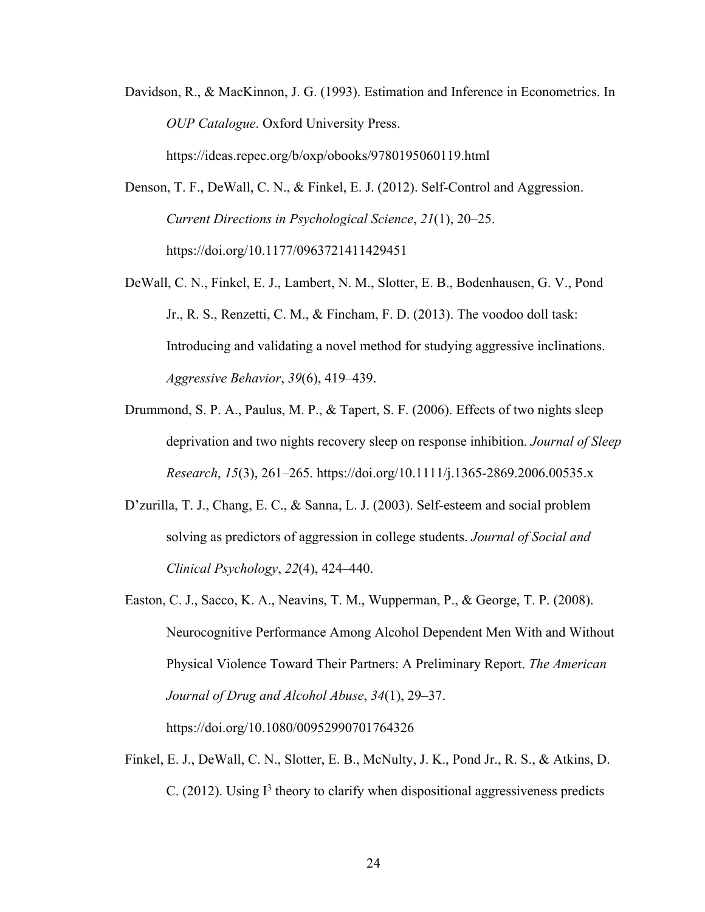Davidson, R., & MacKinnon, J. G. (1993). Estimation and Inference in Econometrics. In *OUP Catalogue*. Oxford University Press. https://ideas.repec.org/b/oxp/obooks/9780195060119.html

Denson, T. F., DeWall, C. N., & Finkel, E. J. (2012). Self-Control and Aggression. *Current Directions in Psychological Science*, *21*(1), 20–25. https://doi.org/10.1177/0963721411429451

DeWall, C. N., Finkel, E. J., Lambert, N. M., Slotter, E. B., Bodenhausen, G. V., Pond Jr., R. S., Renzetti, C. M., & Fincham, F. D. (2013). The voodoo doll task: Introducing and validating a novel method for studying aggressive inclinations. *Aggressive Behavior*, *39*(6), 419–439.

Drummond, S. P. A., Paulus, M. P., & Tapert, S. F. (2006). Effects of two nights sleep deprivation and two nights recovery sleep on response inhibition. *Journal of Sleep Research*, *15*(3), 261–265. https://doi.org/10.1111/j.1365-2869.2006.00535.x

D'zurilla, T. J., Chang, E. C., & Sanna, L. J. (2003). Self-esteem and social problem solving as predictors of aggression in college students. *Journal of Social and Clinical Psychology*, *22*(4), 424–440.

Easton, C. J., Sacco, K. A., Neavins, T. M., Wupperman, P., & George, T. P. (2008). Neurocognitive Performance Among Alcohol Dependent Men With and Without Physical Violence Toward Their Partners: A Preliminary Report. *The American Journal of Drug and Alcohol Abuse*, *34*(1), 29–37. https://doi.org/10.1080/00952990701764326

Finkel, E. J., DeWall, C. N., Slotter, E. B., McNulty, J. K., Pond Jr., R. S., & Atkins, D. C. (2012). Using $I^3$ theory to clarify when dispositional aggressiveness predicts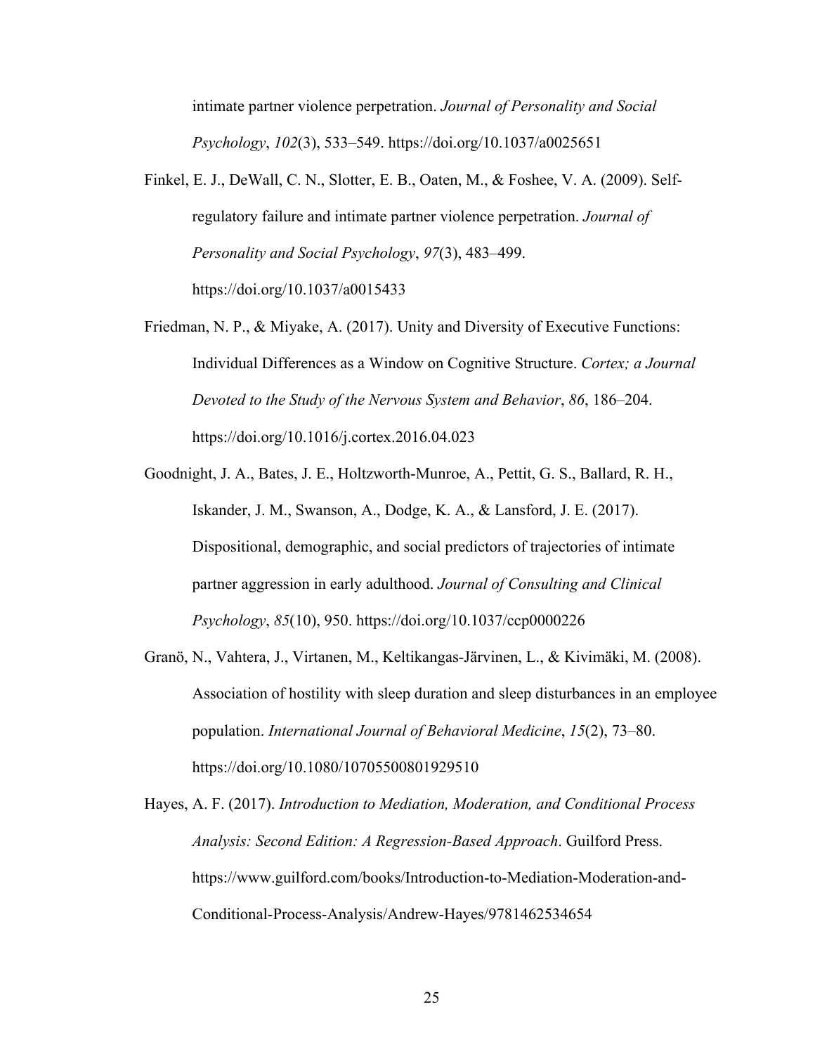intimate partner violence perpetration. *Journal of Personality and Social Psychology*, *102*(3), 533–549. https://doi.org/10.1037/a0025651

Finkel, E. J., DeWall, C. N., Slotter, E. B., Oaten, M., & Foshee, V. A. (2009). Self-regulatory failure and intimate partner violence perpetration. *Journal of Personality and Social Psychology*, *97*(3), 483–499. https://doi.org/10.1037/a0015433

Friedman, N. P., & Miyake, A. (2017). Unity and Diversity of Executive Functions: Individual Differences as a Window on Cognitive Structure. *Cortex; a Journal Devoted to the Study of the Nervous System and Behavior*, *86*, 186–204. https://doi.org/10.1016/j.cortex.2016.04.023

Goodnight, J. A., Bates, J. E., Holtzworth-Munroe, A., Pettit, G. S., Ballard, R. H., Iskander, J. M., Swanson, A., Dodge, K. A., & Lansford, J. E. (2017). Dispositional, demographic, and social predictors of trajectories of intimate partner aggression in early adulthood. *Journal of Consulting and Clinical Psychology*, *85*(10), 950. https://doi.org/10.1037/ccp0000226

Granö, N., Vahtera, J., Virtanen, M., Keltikangas-Järvinen, L., & Kivimäki, M. (2008). Association of hostility with sleep duration and sleep disturbances in an employee population. *International Journal of Behavioral Medicine*, *15*(2), 73–80. https://doi.org/10.1080/10705500801929510

Hayes, A. F. (2017). *Introduction to Mediation, Moderation, and Conditional Process Analysis: Second Edition: A Regression-Based Approach*. Guilford Press. https://www.guilford.com/books/Introduction-to-Mediation-Moderation-and-Conditional-Process-Analysis/Andrew-Hayes/9781462534654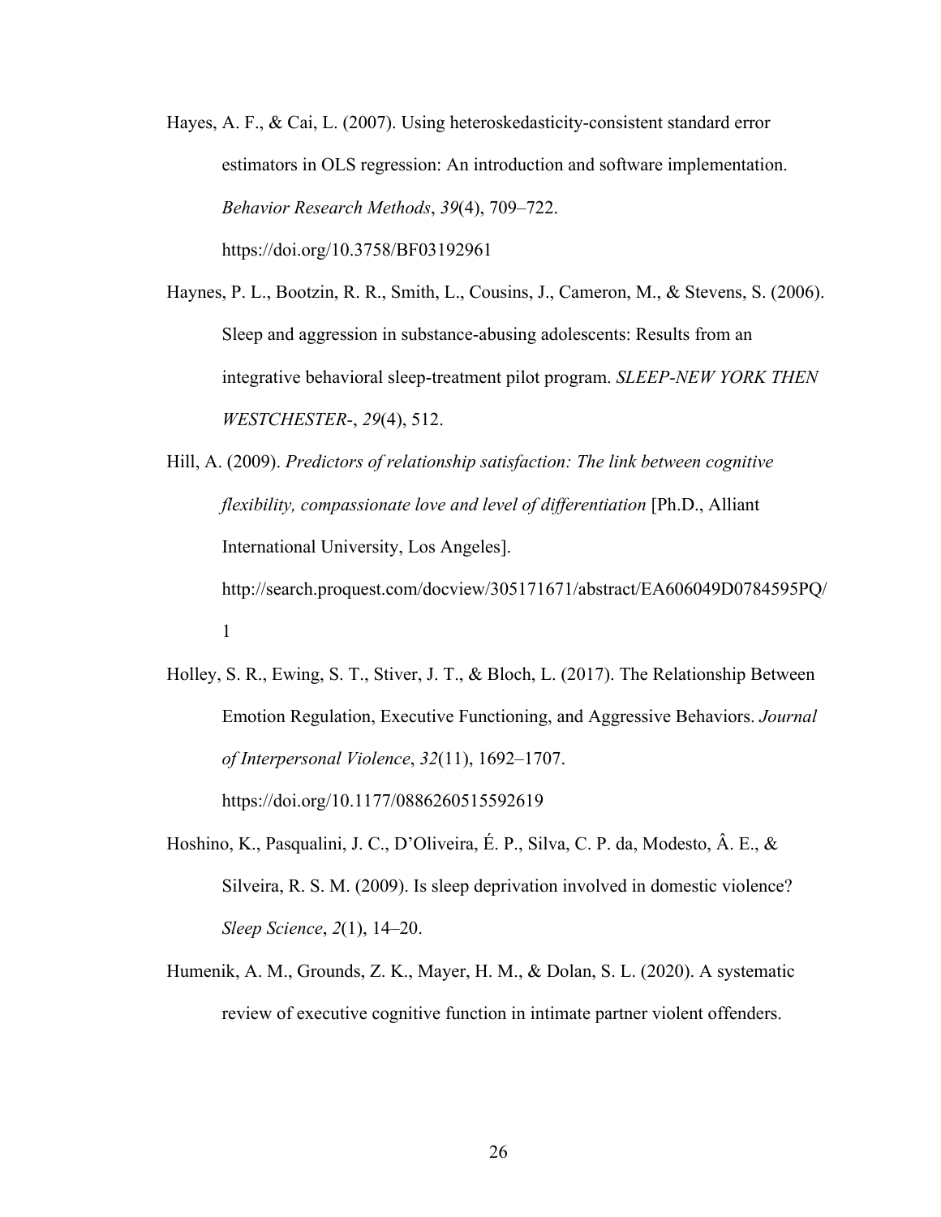Hayes, A. F., & Cai, L. (2007). Using heteroskedasticity-consistent standard error estimators in OLS regression: An introduction and software implementation. *Behavior Research Methods*, *39*(4), 709–722. https://doi.org/10.3758/BF03192961

Haynes, P. L., Bootzin, R. R., Smith, L., Cousins, J., Cameron, M., & Stevens, S. (2006). Sleep and aggression in substance-abusing adolescents: Results from an integrative behavioral sleep-treatment pilot program. *SLEEP-NEW YORK THEN WESTCHESTER-*, *29*(4), 512.

Hill, A. (2009). *Predictors of relationship satisfaction: The link between cognitive flexibility, compassionate love and level of differentiation* [Ph.D., Alliant International University, Los Angeles]. http://search.proquest.com/docview/305171671/abstract/EA606049D0784595PQ/1

Holley, S. R., Ewing, S. T., Stiver, J. T., & Bloch, L. (2017). The Relationship Between Emotion Regulation, Executive Functioning, and Aggressive Behaviors. *Journal of Interpersonal Violence*, *32*(11), 1692–1707. https://doi.org/10.1177/0886260515592619

Hoshino, K., Pasqualini, J. C., D'Oliveira, É. P., Silva, C. P. da, Modesto, Â. E., & Silveira, R. S. M. (2009). Is sleep deprivation involved in domestic violence? *Sleep Science*, *2*(1), 14–20.

Humenik, A. M., Grounds, Z. K., Mayer, H. M., & Dolan, S. L. (2020). A systematic review of executive cognitive function in intimate partner violent offenders.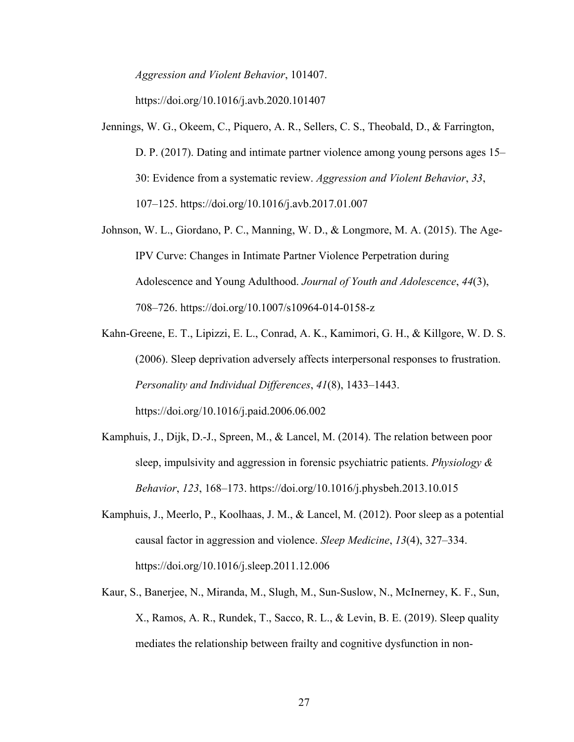*Aggression and Violent Behavior*, 101407. https://doi.org/10.1016/j.avb.2020.101407

Jennings, W. G., Okeem, C., Piquero, A. R., Sellers, C. S., Theobald, D., & Farrington, D. P. (2017). Dating and intimate partner violence among young persons ages 15–30: Evidence from a systematic review. *Aggression and Violent Behavior*, *33*, 107–125. https://doi.org/10.1016/j.avb.2017.01.007

Johnson, W. L., Giordano, P. C., Manning, W. D., & Longmore, M. A. (2015). The Age-IPV Curve: Changes in Intimate Partner Violence Perpetration during Adolescence and Young Adulthood. *Journal of Youth and Adolescence*, *44*(3), 708–726. https://doi.org/10.1007/s10964-014-0158-z

Kahn-Greene, E. T., Lipizzi, E. L., Conrad, A. K., Kamimori, G. H., & Killgore, W. D. S. (2006). Sleep deprivation adversely affects interpersonal responses to frustration. *Personality and Individual Differences*, *41*(8), 1433–1443. https://doi.org/10.1016/j.paid.2006.06.002

Kamphuis, J., Dijk, D.-J., Spreen, M., & Lancel, M. (2014). The relation between poor sleep, impulsivity and aggression in forensic psychiatric patients. *Physiology & Behavior*, *123*, 168–173. https://doi.org/10.1016/j.physbeh.2013.10.015

Kamphuis, J., Meerlo, P., Koolhaas, J. M., & Lancel, M. (2012). Poor sleep as a potential causal factor in aggression and violence. *Sleep Medicine*, *13*(4), 327–334. https://doi.org/10.1016/j.sleep.2011.12.006

Kaur, S., Banerjee, N., Miranda, M., Slugh, M., Sun-Suslow, N., McInerney, K. F., Sun, X., Ramos, A. R., Rundek, T., Sacco, R. L., & Levin, B. E. (2019). Sleep quality mediates the relationship between frailty and cognitive dysfunction in non-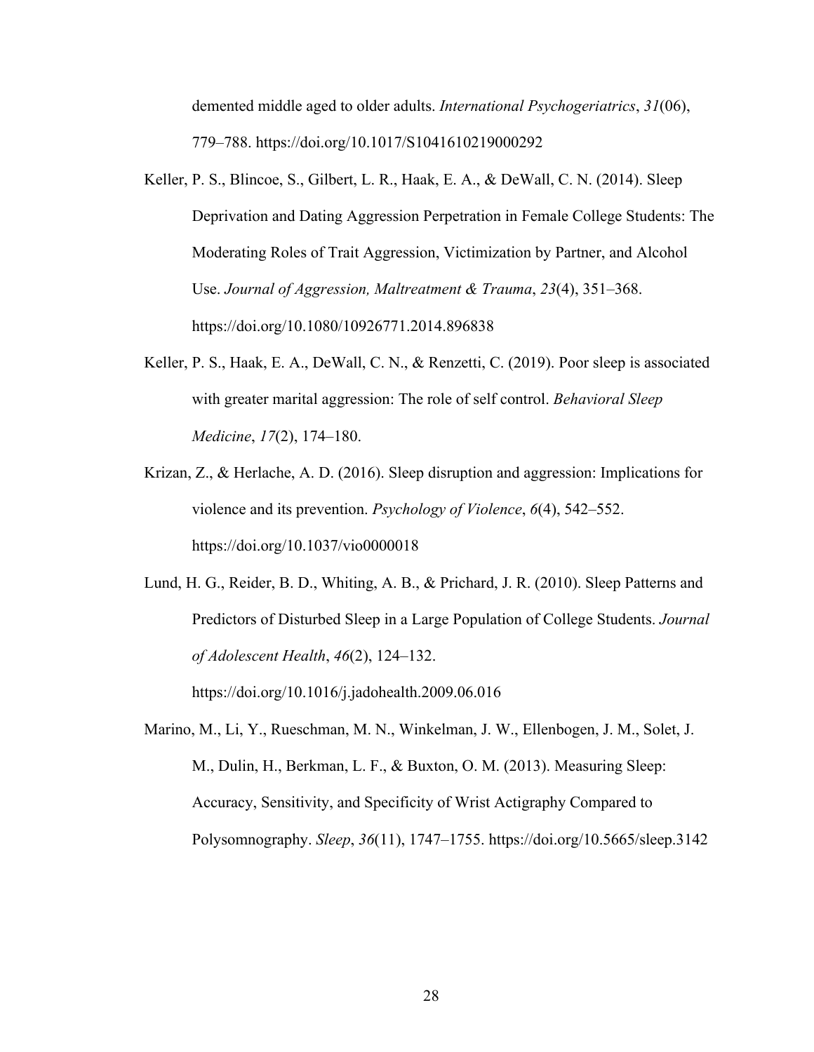demented middle aged to older adults. *International Psychogeriatrics*, *31*(06), 779–788. https://doi.org/10.1017/S1041610219000292

Keller, P. S., Blincoe, S., Gilbert, L. R., Haak, E. A., & DeWall, C. N. (2014). Sleep Deprivation and Dating Aggression Perpetration in Female College Students: The Moderating Roles of Trait Aggression, Victimization by Partner, and Alcohol Use. *Journal of Aggression, Maltreatment & Trauma*, *23*(4), 351–368. https://doi.org/10.1080/10926771.2014.896838

Keller, P. S., Haak, E. A., DeWall, C. N., & Renzetti, C. (2019). Poor sleep is associated with greater marital aggression: The role of self control. *Behavioral Sleep Medicine*, *17*(2), 174–180.

Krizan, Z., & Herlache, A. D. (2016). Sleep disruption and aggression: Implications for violence and its prevention. *Psychology of Violence*, *6*(4), 542–552. https://doi.org/10.1037/vio0000018

Lund, H. G., Reider, B. D., Whiting, A. B., & Prichard, J. R. (2010). Sleep Patterns and Predictors of Disturbed Sleep in a Large Population of College Students. *Journal of Adolescent Health*, *46*(2), 124–132. https://doi.org/10.1016/j.jadohealth.2009.06.016

Marino, M., Li, Y., Rueschman, M. N., Winkelman, J. W., Ellenbogen, J. M., Solet, J. M., Dulin, H., Berkman, L. F., & Buxton, O. M. (2013). Measuring Sleep: Accuracy, Sensitivity, and Specificity of Wrist Actigraphy Compared to Polysomnography. *Sleep*, *36*(11), 1747–1755. https://doi.org/10.5665/sleep.3142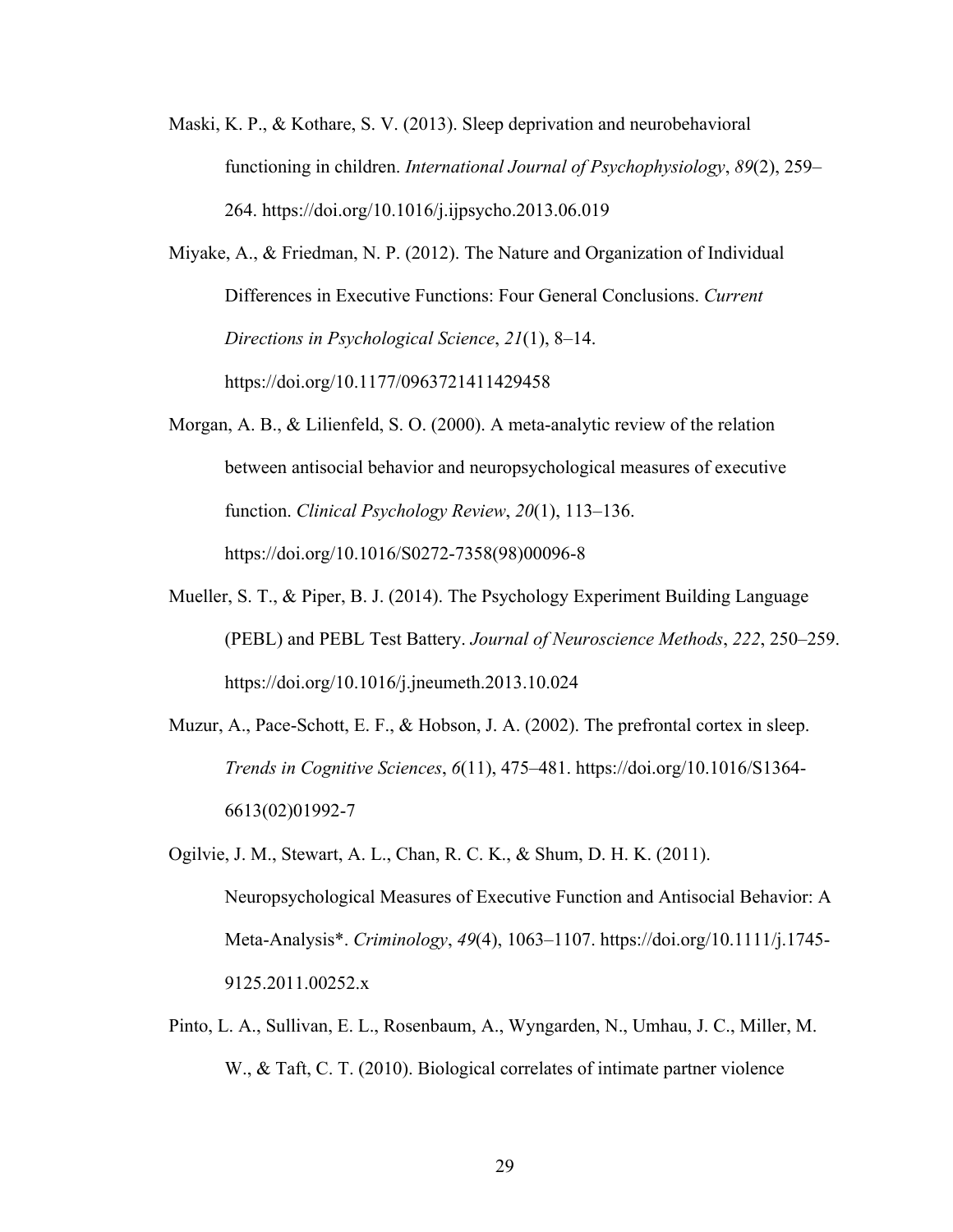Maski, K. P., & Kothare, S. V. (2013). Sleep deprivation and neurobehavioral functioning in children. *International Journal of Psychophysiology*, *89*(2), 259–264. https://doi.org/10.1016/j.ijpsycho.2013.06.019

Miyake, A., & Friedman, N. P. (2012). The Nature and Organization of Individual Differences in Executive Functions: Four General Conclusions. *Current Directions in Psychological Science*, *21*(1), 8–14. https://doi.org/10.1177/0963721411429458

Morgan, A. B., & Lilienfeld, S. O. (2000). A meta-analytic review of the relation between antisocial behavior and neuropsychological measures of executive function. *Clinical Psychology Review*, *20*(1), 113–136. https://doi.org/10.1016/S0272-7358(98)00096-8

Mueller, S. T., & Piper, B. J. (2014). The Psychology Experiment Building Language (PEBL) and PEBL Test Battery. *Journal of Neuroscience Methods*, *222*, 250–259. https://doi.org/10.1016/j.jneumeth.2013.10.024

Muzur, A., Pace-Schott, E. F., & Hobson, J. A. (2002). The prefrontal cortex in sleep. *Trends in Cognitive Sciences*, *6*(11), 475–481. https://doi.org/10.1016/S1364-6613(02)01992-7

Ogilvie, J. M., Stewart, A. L., Chan, R. C. K., & Shum, D. H. K. (2011). Neuropsychological Measures of Executive Function and Antisocial Behavior: A Meta-Analysis*. *Criminology*, *49*(4), 1063–1107. https://doi.org/10.1111/j.1745-9125.2011.00252.x

Pinto, L. A., Sullivan, E. L., Rosenbaum, A., Wyngarden, N., Umhau, J. C., Miller, M. W., & Taft, C. T. (2010). Biological correlates of intimate partner violence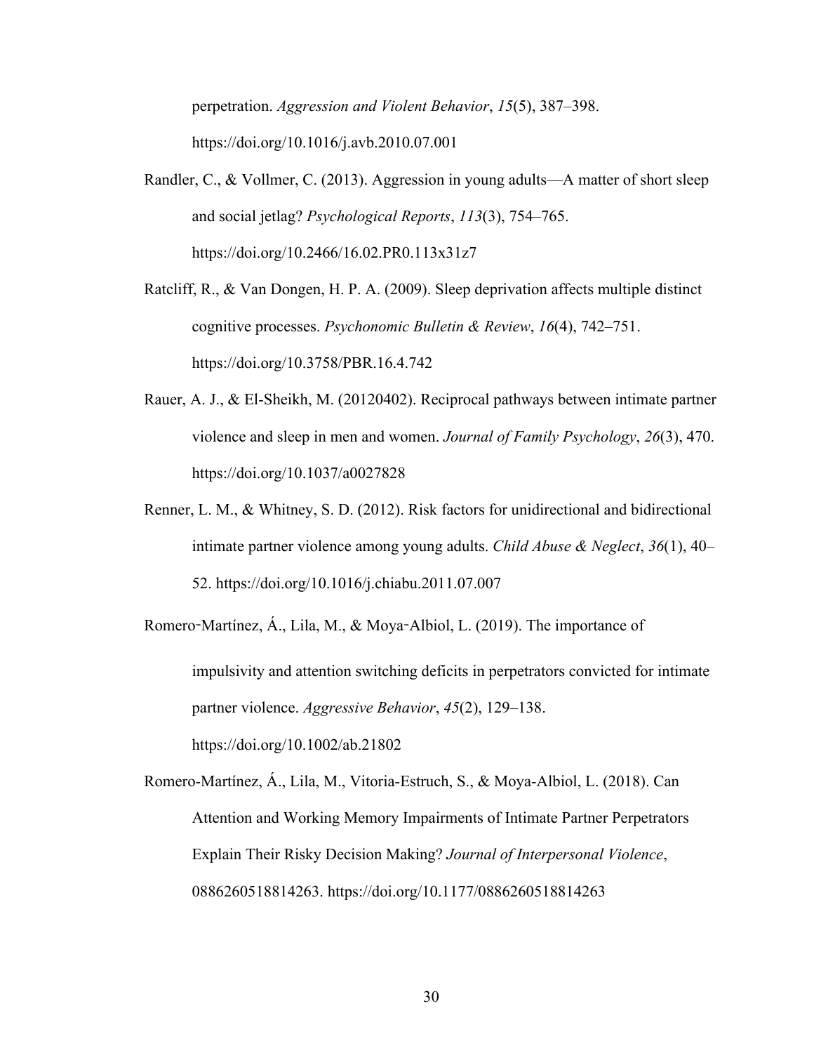perpetration. *Aggression and Violent Behavior*, *15*(5), 387–398. https://doi.org/10.1016/j.avb.2010.07.001

Randler, C., & Vollmer, C. (2013). Aggression in young adults—A matter of short sleep and social jetlag? *Psychological Reports*, *113*(3), 754–765. https://doi.org/10.2466/16.02.PR0.113x31z7

Ratcliff, R., & Van Dongen, H. P. A. (2009). Sleep deprivation affects multiple distinct cognitive processes. *Psychonomic Bulletin & Review*, *16*(4), 742–751. https://doi.org/10.3758/PBR.16.4.742

Rauer, A. J., & El-Sheikh, M. (20120402). Reciprocal pathways between intimate partner violence and sleep in men and women. *Journal of Family Psychology*, *26*(3), 470. https://doi.org/10.1037/a0027828

Renner, L. M., & Whitney, S. D. (2012). Risk factors for unidirectional and bidirectional intimate partner violence among young adults. *Child Abuse & Neglect*, *36*(1), 40–52. https://doi.org/10.1016/j.chiabu.2011.07.007

Romero‐Martínez, Á., Lila, M., & Moya‐Albiol, L. (2019). The importance of impulsivity and attention switching deficits in perpetrators convicted for intimate partner violence. *Aggressive Behavior*, *45*(2), 129–138. https://doi.org/10.1002/ab.21802

Romero-Martínez, Á., Lila, M., Vitoria-Estruch, S., & Moya-Albiol, L. (2018). Can Attention and Working Memory Impairments of Intimate Partner Perpetrators Explain Their Risky Decision Making? *Journal of Interpersonal Violence*, 0886260518814263. https://doi.org/10.1177/0886260518814263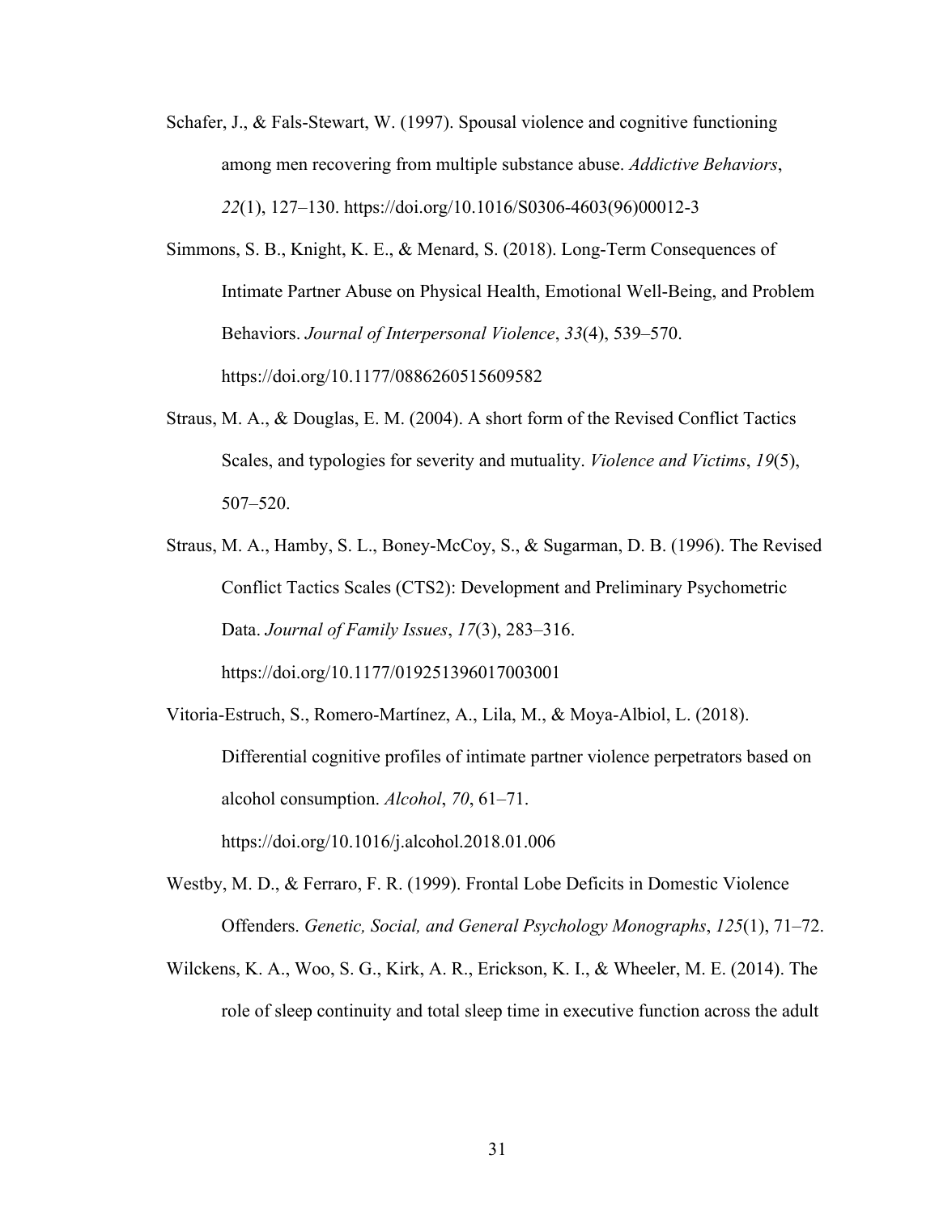Schafer, J., & Fals-Stewart, W. (1997). Spousal violence and cognitive functioning among men recovering from multiple substance abuse. *Addictive Behaviors*, *22*(1), 127–130. https://doi.org/10.1016/S0306-4603(96)00012-3

Simmons, S. B., Knight, K. E., & Menard, S. (2018). Long-Term Consequences of Intimate Partner Abuse on Physical Health, Emotional Well-Being, and Problem Behaviors. *Journal of Interpersonal Violence*, *33*(4), 539–570. https://doi.org/10.1177/0886260515609582

Straus, M. A., & Douglas, E. M. (2004). A short form of the Revised Conflict Tactics Scales, and typologies for severity and mutuality. *Violence and Victims*, *19*(5), 507–520.

Straus, M. A., Hamby, S. L., Boney-McCoy, S., & Sugarman, D. B. (1996). The Revised Conflict Tactics Scales (CTS2): Development and Preliminary Psychometric Data. *Journal of Family Issues*, *17*(3), 283–316. https://doi.org/10.1177/019251396017003001

Vitoria-Estruch, S., Romero-Martínez, A., Lila, M., & Moya-Albiol, L. (2018). Differential cognitive profiles of intimate partner violence perpetrators based on alcohol consumption. *Alcohol*, *70*, 61–71. https://doi.org/10.1016/j.alcohol.2018.01.006

Westby, M. D., & Ferraro, F. R. (1999). Frontal Lobe Deficits in Domestic Violence Offenders. *Genetic, Social, and General Psychology Monographs*, *125*(1), 71–72.

Wilckens, K. A., Woo, S. G., Kirk, A. R., Erickson, K. I., & Wheeler, M. E. (2014). The role of sleep continuity and total sleep time in executive function across the adult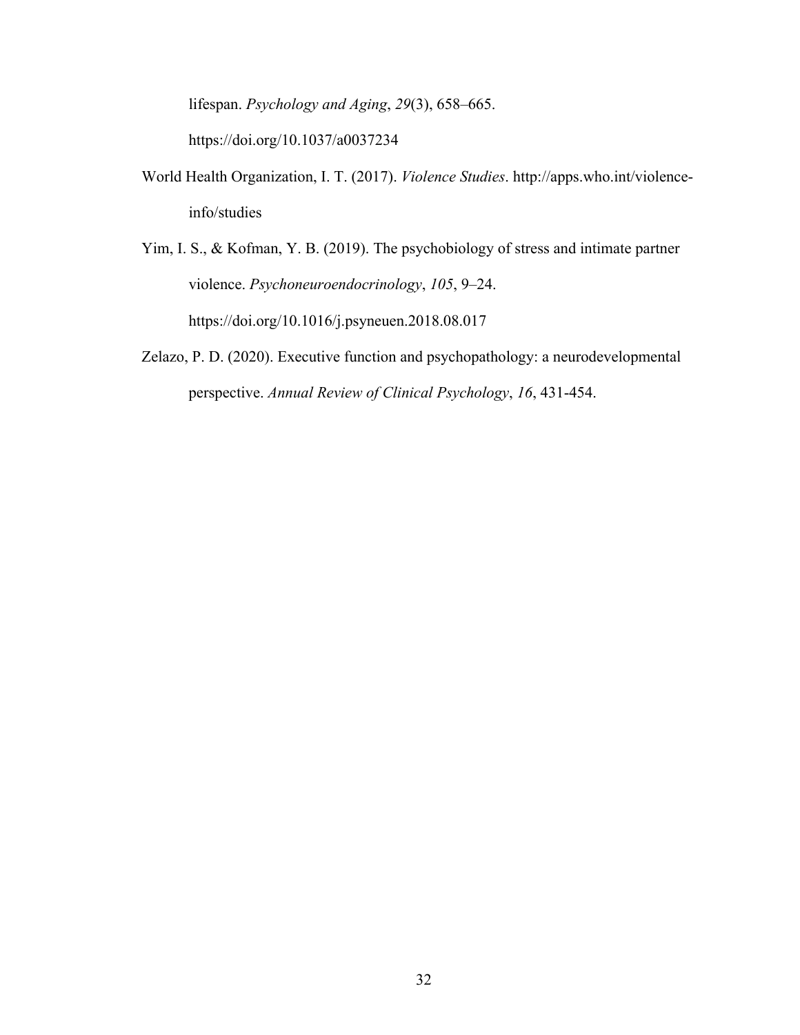lifespan. *Psychology and Aging*, *29*(3), 658–665. https://doi.org/10.1037/a0037234

World Health Organization, I. T. (2017). *Violence Studies*. http://apps.who.int/violence-info/studies

Yim, I. S., & Kofman, Y. B. (2019). The psychobiology of stress and intimate partner violence. *Psychoneuroendocrinology*, *105*, 9–24. https://doi.org/10.1016/j.psyneuen.2018.08.017

Zelazo, P. D. (2020). Executive function and psychopathology: a neurodevelopmental perspective. *Annual Review of Clinical Psychology*, *16*, 431-454.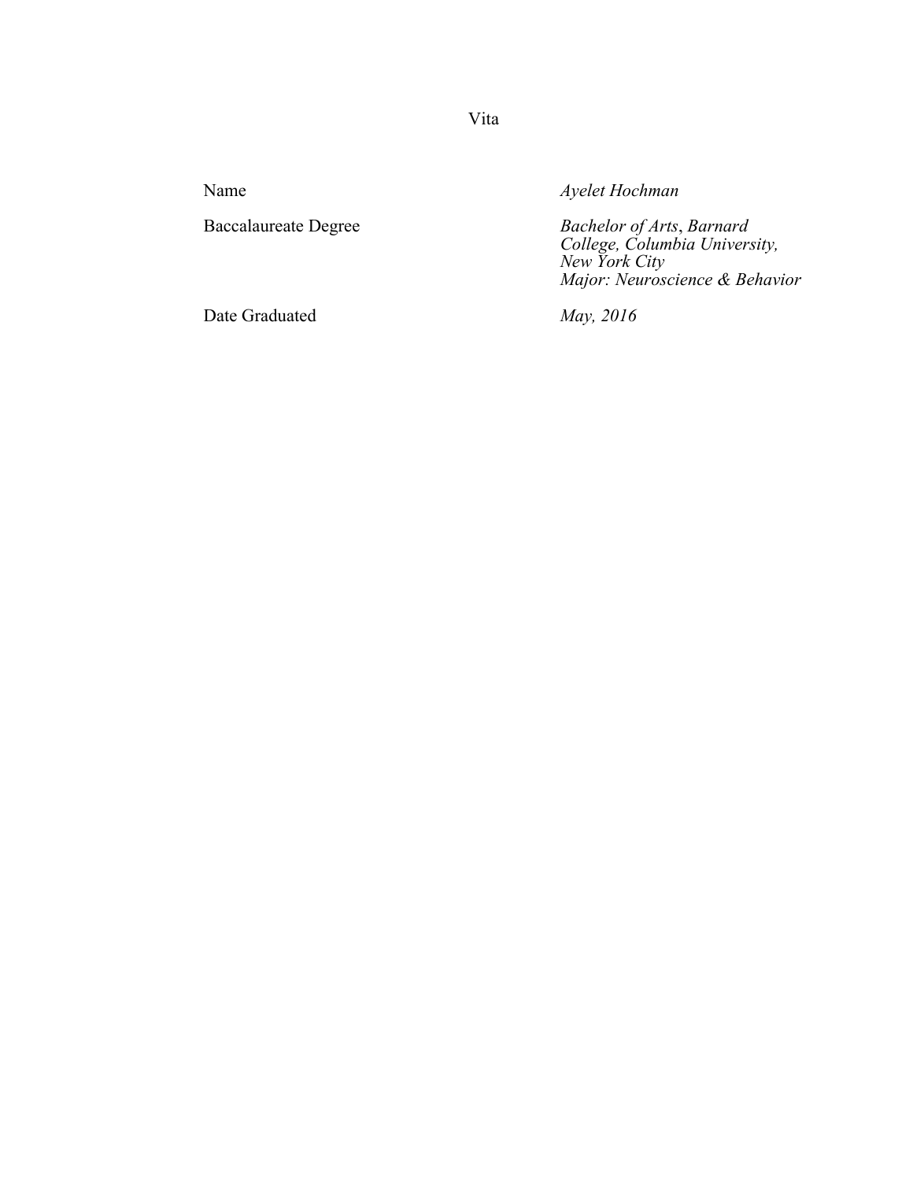# Vita

| | |
|---|---|
| Name | *Ayelet Hochman* |
| Baccalaureate Degree | *Bachelor of Arts, Barnard College, Columbia University, New York City* <br> *Major: Neuroscience & Behavior* |
| Date Graduated | *May, 2016* |